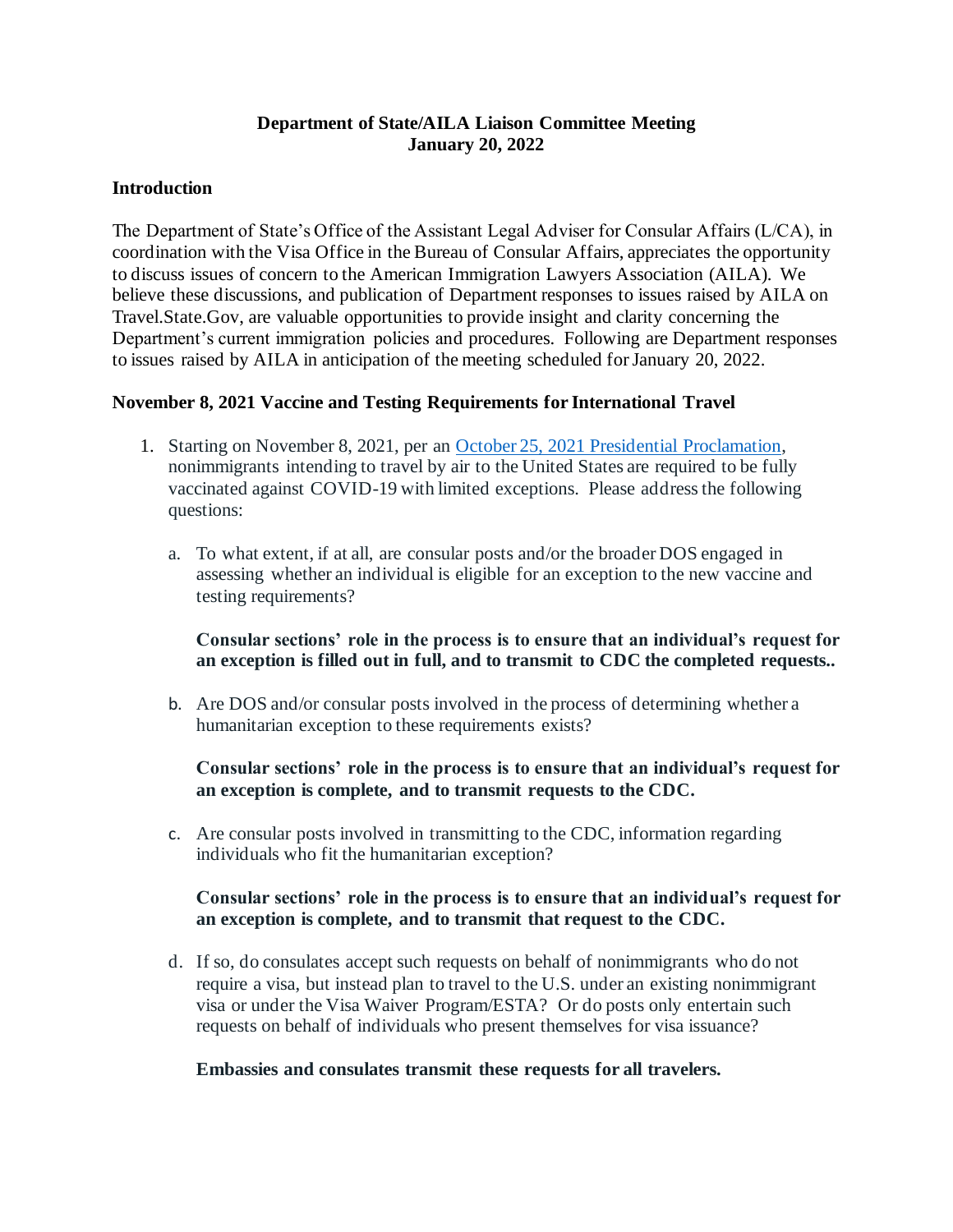**Department of State/AILA Liaison Committee Meeting**
**January 20, 2022**

## Introduction

The Department of State's Office of the Assistant Legal Adviser for Consular Affairs (L/CA), in coordination with the Visa Office in the Bureau of Consular Affairs, appreciates the opportunity to discuss issues of concern to the American Immigration Lawyers Association (AILA). We believe these discussions, and publication of Department responses to issues raised by AILA on Travel.State.Gov, are valuable opportunities to provide insight and clarity concerning the Department's current immigration policies and procedures. Following are Department responses to issues raised by AILA in anticipation of the meeting scheduled for January 20, 2022.

## November 8, 2021 Vaccine and Testing Requirements for International Travel

1. Starting on November 8, 2021, per an October 25, 2021 Presidential Proclamation, nonimmigrants intending to travel by air to the United States are required to be fully vaccinated against COVID-19 with limited exceptions. Please address the following questions:

   a. To what extent, if at all, are consular posts and/or the broader DOS engaged in assessing whether an individual is eligible for an exception to the new vaccine and testing requirements?

   **Consular sections' role in the process is to ensure that an individual's request for an exception is filled out in full, and to transmit to CDC the completed requests..**

   b. Are DOS and/or consular posts involved in the process of determining whether a humanitarian exception to these requirements exists?

   **Consular sections' role in the process is to ensure that an individual's request for an exception is complete, and to transmit requests to the CDC.**

   c. Are consular posts involved in transmitting to the CDC, information regarding individuals who fit the humanitarian exception?

   **Consular sections' role in the process is to ensure that an individual's request for an exception is complete, and to transmit that request to the CDC.**

   d. If so, do consulates accept such requests on behalf of nonimmigrants who do not require a visa, but instead plan to travel to the U.S. under an existing nonimmigrant visa or under the Visa Waiver Program/ESTA? Or do posts only entertain such requests on behalf of individuals who present themselves for visa issuance?

   **Embassies and consulates transmit these requests for all travelers.**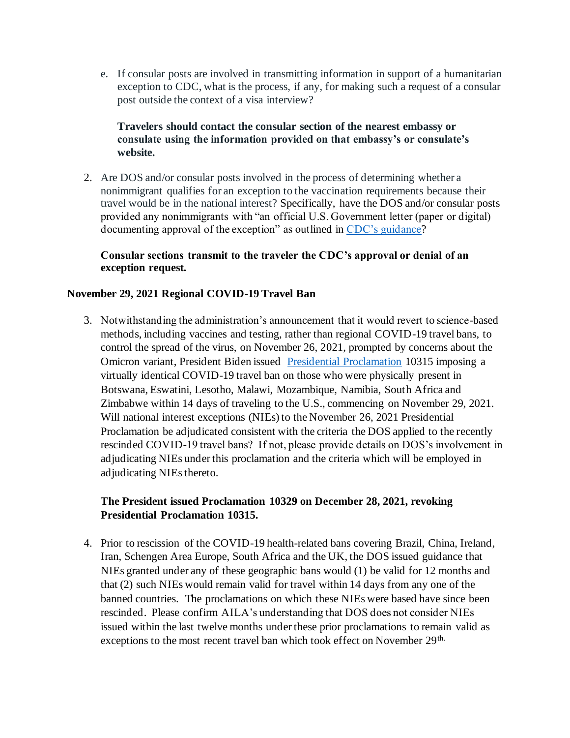e. If consular posts are involved in transmitting information in support of a humanitarian exception to CDC, what is the process, if any, for making such a request of a consular post outside the context of a visa interview?

   **Travelers should contact the consular section of the nearest embassy or consulate using the information provided on that embassy's or consulate's website.**

2. Are DOS and/or consular posts involved in the process of determining whether a nonimmigrant qualifies for an exception to the vaccination requirements because their travel would be in the national interest? Specifically, have the DOS and/or consular posts provided any nonimmigrants with "an official U.S. Government letter (paper or digital) documenting approval of the exception" as outlined in CDC's guidance?

   **Consular sections transmit to the traveler the CDC's approval or denial of an exception request.**

### November 29, 2021 Regional COVID-19 Travel Ban

3. Notwithstanding the administration's announcement that it would revert to science-based methods, including vaccines and testing, rather than regional COVID-19 travel bans, to control the spread of the virus, on November 26, 2021, prompted by concerns about the Omicron variant, President Biden issued Presidential Proclamation 10315 imposing a virtually identical COVID-19 travel ban on those who were physically present in Botswana, Eswatini, Lesotho, Malawi, Mozambique, Namibia, South Africa and Zimbabwe within 14 days of traveling to the U.S., commencing on November 29, 2021. Will national interest exceptions (NIEs) to the November 26, 2021 Presidential Proclamation be adjudicated consistent with the criteria the DOS applied to the recently rescinded COVID-19 travel bans? If not, please provide details on DOS's involvement in adjudicating NIEs under this proclamation and the criteria which will be employed in adjudicating NIEs thereto.

   **The President issued Proclamation 10329 on December 28, 2021, revoking Presidential Proclamation 10315.**

4. Prior to rescission of the COVID-19 health-related bans covering Brazil, China, Ireland, Iran, Schengen Area Europe, South Africa and the UK, the DOS issued guidance that NIEs granted under any of these geographic bans would (1) be valid for 12 months and that (2) such NIEs would remain valid for travel within 14 days from any one of the banned countries. The proclamations on which these NIEs were based have since been rescinded. Please confirm AILA's understanding that DOS does not consider NIEs issued within the last twelve months under these prior proclamations to remain valid as exceptions to the most recent travel ban which took effect on November 29th.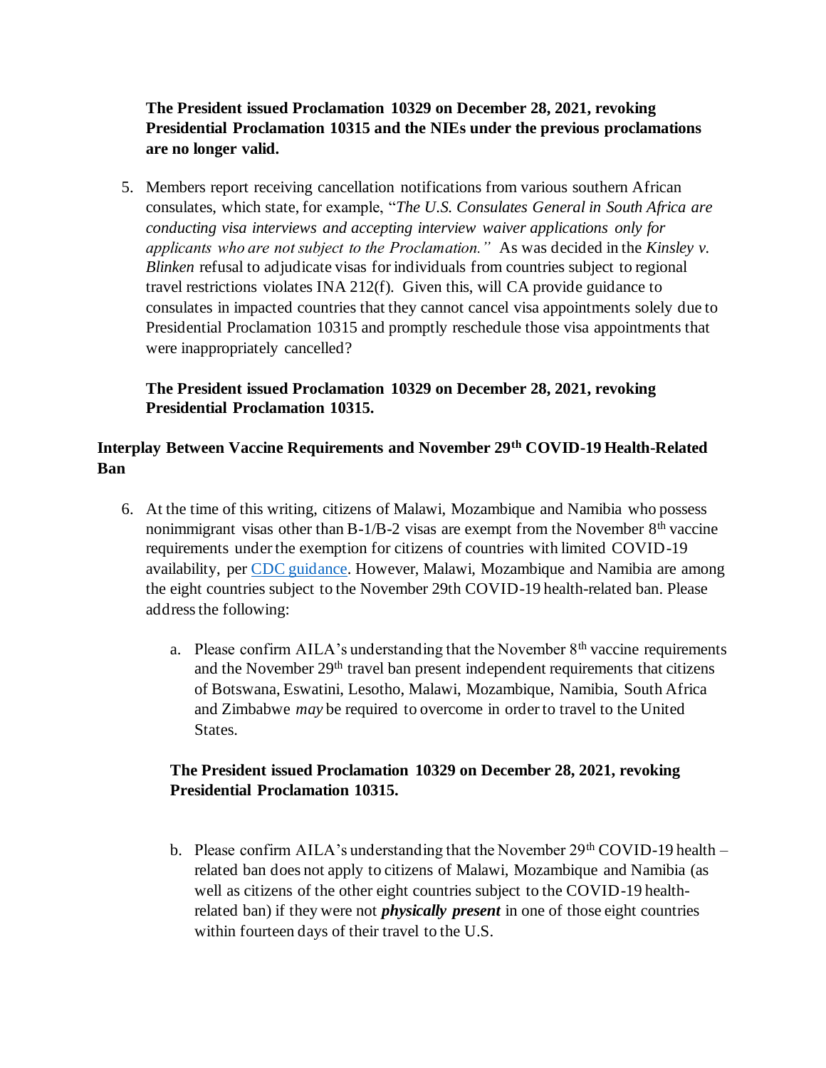**The President issued Proclamation 10329 on December 28, 2021, revoking Presidential Proclamation 10315 and the NIEs under the previous proclamations are no longer valid.**

5. Members report receiving cancellation notifications from various southern African consulates, which state, for example, "*The U.S. Consulates General in South Africa are conducting visa interviews and accepting interview waiver applications only for applicants who are not subject to the Proclamation.*" As was decided in the *Kinsley v. Blinken* refusal to adjudicate visas for individuals from countries subject to regional travel restrictions violates INA 212(f). Given this, will CA provide guidance to consulates in impacted countries that they cannot cancel visa appointments solely due to Presidential Proclamation 10315 and promptly reschedule those visa appointments that were inappropriately cancelled?

   **The President issued Proclamation 10329 on December 28, 2021, revoking Presidential Proclamation 10315.**

## Interplay Between Vaccine Requirements and November 29th COVID-19 Health-Related Ban

6. At the time of this writing, citizens of Malawi, Mozambique and Namibia who possess nonimmigrant visas other than B-1/B-2 visas are exempt from the November 8th vaccine requirements under the exemption for citizens of countries with limited COVID-19 availability, per [CDC guidance](). However, Malawi, Mozambique and Namibia are among the eight countries subject to the November 29th COVID-19 health-related ban. Please address the following:

   a. Please confirm AILA's understanding that the November 8th vaccine requirements and the November 29th travel ban present independent requirements that citizens of Botswana, Eswatini, Lesotho, Malawi, Mozambique, Namibia, South Africa and Zimbabwe *may* be required to overcome in order to travel to the United States.

   **The President issued Proclamation 10329 on December 28, 2021, revoking Presidential Proclamation 10315.**

   b. Please confirm AILA's understanding that the November 29th COVID-19 health – related ban does not apply to citizens of Malawi, Mozambique and Namibia (as well as citizens of the other eight countries subject to the COVID-19 health-related ban) if they were not ***physically present*** in one of those eight countries within fourteen days of their travel to the U.S.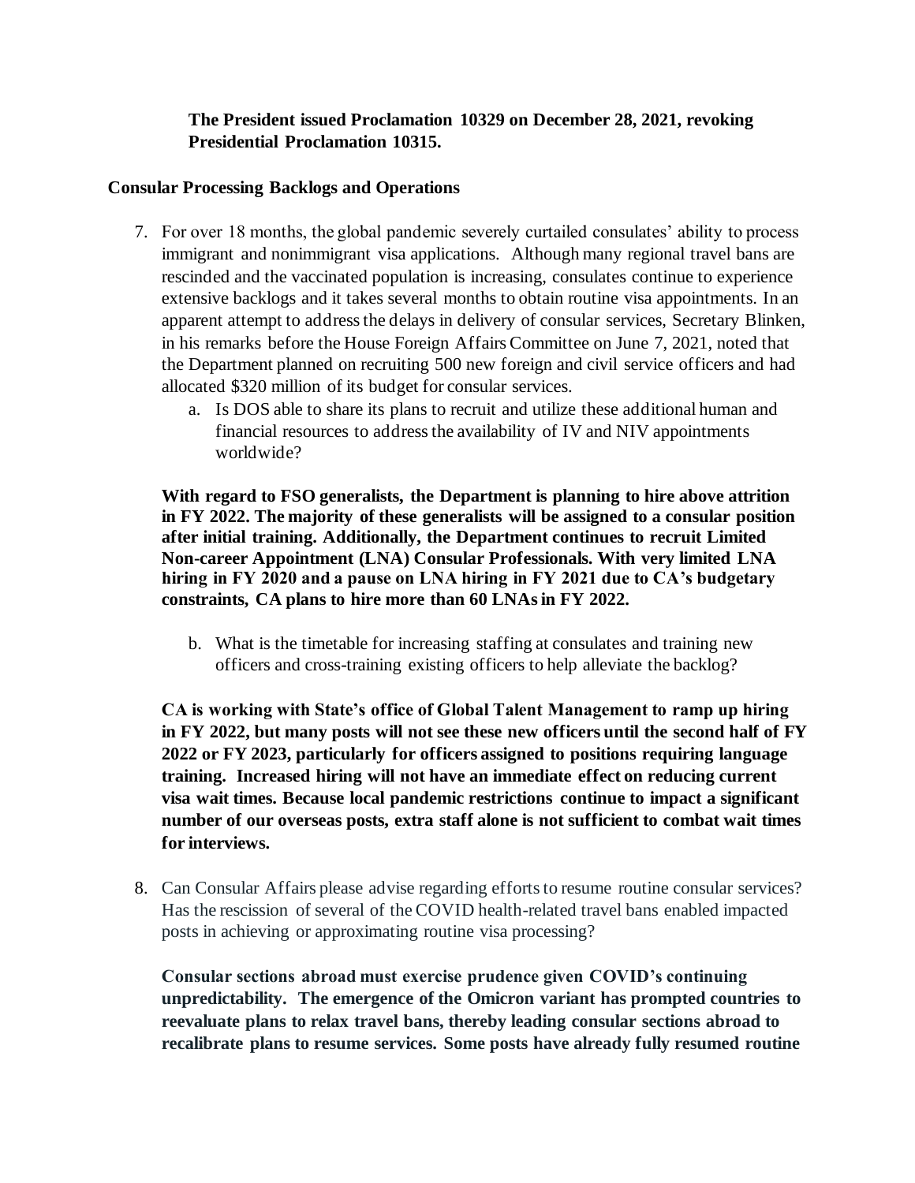**The President issued Proclamation 10329 on December 28, 2021, revoking Presidential Proclamation 10315.**

**Consular Processing Backlogs and Operations**

7. For over 18 months, the global pandemic severely curtailed consulates' ability to process immigrant and nonimmigrant visa applications. Although many regional travel bans are rescinded and the vaccinated population is increasing, consulates continue to experience extensive backlogs and it takes several months to obtain routine visa appointments. In an apparent attempt to address the delays in delivery of consular services, Secretary Blinken, in his remarks before the House Foreign Affairs Committee on June 7, 2021, noted that the Department planned on recruiting 500 new foreign and civil service officers and had allocated $320 million of its budget for consular services.

   a. Is DOS able to share its plans to recruit and utilize these additional human and financial resources to address the availability of IV and NIV appointments worldwide?

   **With regard to FSO generalists, the Department is planning to hire above attrition in FY 2022. The majority of these generalists will be assigned to a consular position after initial training. Additionally, the Department continues to recruit Limited Non-career Appointment (LNA) Consular Professionals. With very limited LNA hiring in FY 2020 and a pause on LNA hiring in FY 2021 due to CA's budgetary constraints, CA plans to hire more than 60 LNAs in FY 2022.**

   b. What is the timetable for increasing staffing at consulates and training new officers and cross-training existing officers to help alleviate the backlog?

   **CA is working with State's office of Global Talent Management to ramp up hiring in FY 2022, but many posts will not see these new officers until the second half of FY 2022 or FY 2023, particularly for officers assigned to positions requiring language training. Increased hiring will not have an immediate effect on reducing current visa wait times. Because local pandemic restrictions continue to impact a significant number of our overseas posts, extra staff alone is not sufficient to combat wait times for interviews.**

8. Can Consular Affairs please advise regarding efforts to resume routine consular services? Has the rescission of several of the COVID health-related travel bans enabled impacted posts in achieving or approximating routine visa processing?

   **Consular sections abroad must exercise prudence given COVID's continuing unpredictability. The emergence of the Omicron variant has prompted countries to reevaluate plans to relax travel bans, thereby leading consular sections abroad to recalibrate plans to resume services. Some posts have already fully resumed routine**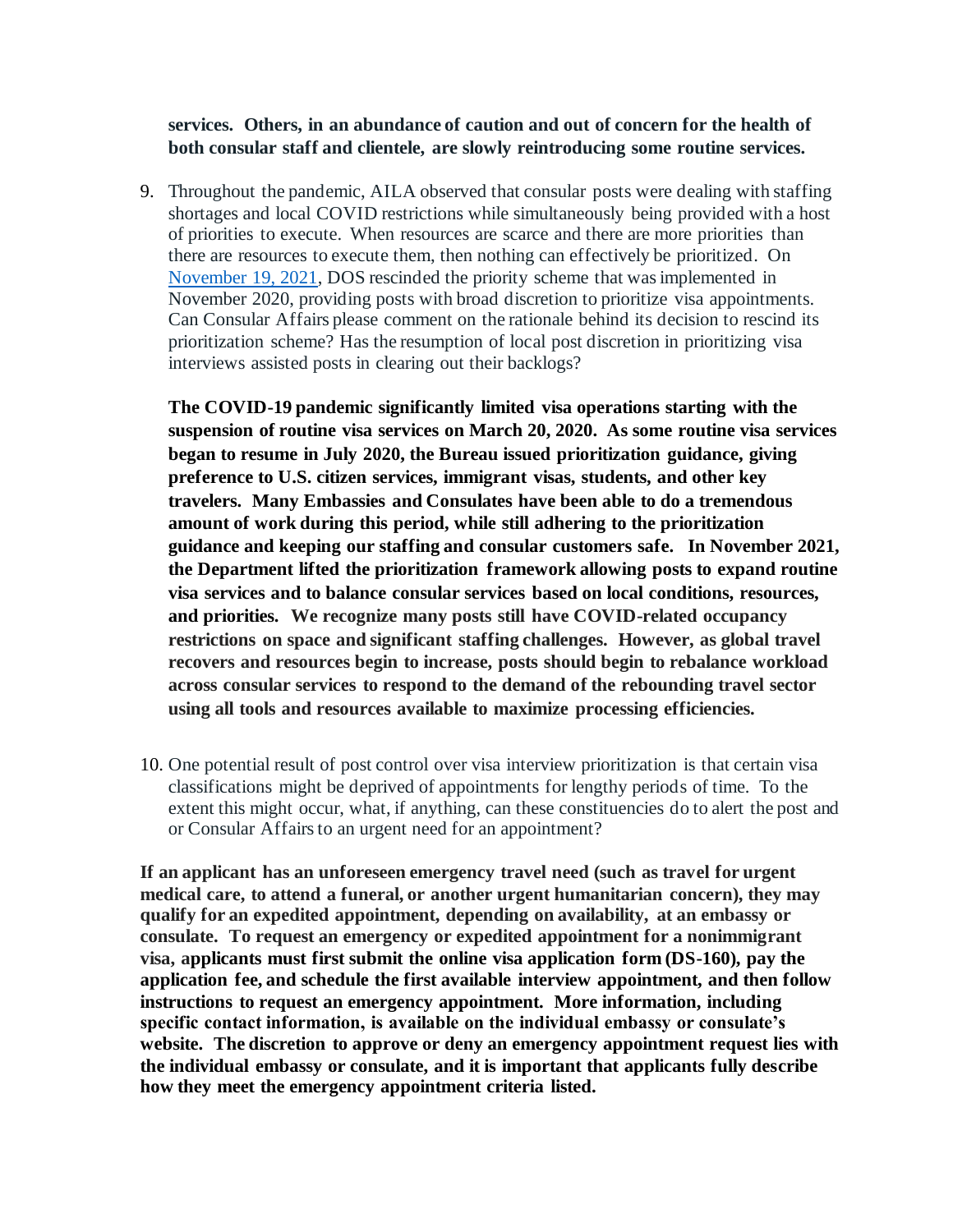**services. Others, in an abundance of caution and out of concern for the health of both consular staff and clientele, are slowly reintroducing some routine services.**

9. Throughout the pandemic, AILA observed that consular posts were dealing with staffing shortages and local COVID restrictions while simultaneously being provided with a host of priorities to execute. When resources are scarce and there are more priorities than there are resources to execute them, then nothing can effectively be prioritized. On November 19, 2021, DOS rescinded the priority scheme that was implemented in November 2020, providing posts with broad discretion to prioritize visa appointments. Can Consular Affairs please comment on the rationale behind its decision to rescind its prioritization scheme? Has the resumption of local post discretion in prioritizing visa interviews assisted posts in clearing out their backlogs?

   **The COVID-19 pandemic significantly limited visa operations starting with the suspension of routine visa services on March 20, 2020. As some routine visa services began to resume in July 2020, the Bureau issued prioritization guidance, giving preference to U.S. citizen services, immigrant visas, students, and other key travelers. Many Embassies and Consulates have been able to do a tremendous amount of work during this period, while still adhering to the prioritization guidance and keeping our staffing and consular customers safe. In November 2021, the Department lifted the prioritization framework allowing posts to expand routine visa services and to balance consular services based on local conditions, resources, and priorities. We recognize many posts still have COVID-related occupancy restrictions on space and significant staffing challenges. However, as global travel recovers and resources begin to increase, posts should begin to rebalance workload across consular services to respond to the demand of the rebounding travel sector using all tools and resources available to maximize processing efficiencies.**

10. One potential result of post control over visa interview prioritization is that certain visa classifications might be deprived of appointments for lengthy periods of time. To the extent this might occur, what, if anything, can these constituencies do to alert the post and or Consular Affairs to an urgent need for an appointment?

**If an applicant has an unforeseen emergency travel need (such as travel for urgent medical care, to attend a funeral, or another urgent humanitarian concern), they may qualify for an expedited appointment, depending on availability, at an embassy or consulate. To request an emergency or expedited appointment for a nonimmigrant visa, applicants must first submit the online visa application form (DS-160), pay the application fee, and schedule the first available interview appointment, and then follow instructions to request an emergency appointment. More information, including specific contact information, is available on the individual embassy or consulate's website. The discretion to approve or deny an emergency appointment request lies with the individual embassy or consulate, and it is important that applicants fully describe how they meet the emergency appointment criteria listed.**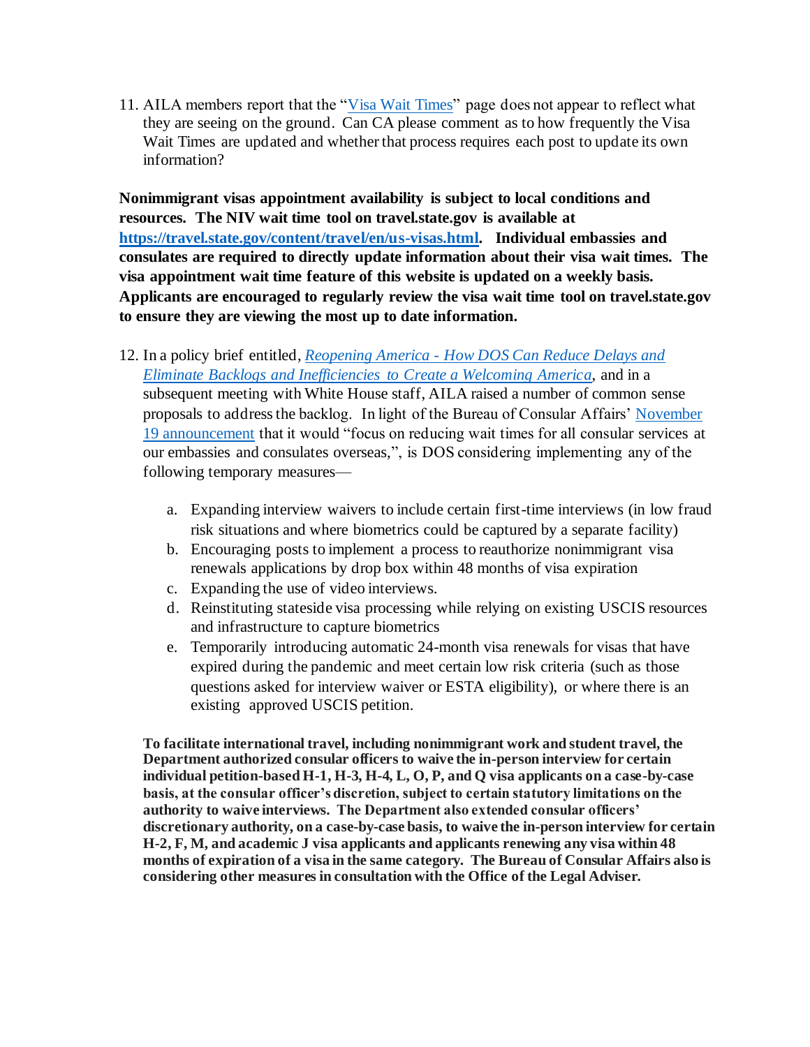11. AILA members report that the "Visa Wait Times" page does not appear to reflect what they are seeing on the ground. Can CA please comment as to how frequently the Visa Wait Times are updated and whether that process requires each post to update its own information?

**Nonimmigrant visas appointment availability is subject to local conditions and resources. The NIV wait time tool on travel.state.gov is available at https://travel.state.gov/content/travel/en/us-visas.html. Individual embassies and consulates are required to directly update information about their visa wait times. The visa appointment wait time feature of this website is updated on a weekly basis. Applicants are encouraged to regularly review the visa wait time tool on travel.state.gov to ensure they are viewing the most up to date information.**

12. In a policy brief entitled, *Reopening America - How DOS Can Reduce Delays and Eliminate Backlogs and Inefficiencies to Create a Welcoming America*, and in a subsequent meeting with White House staff, AILA raised a number of common sense proposals to address the backlog. In light of the Bureau of Consular Affairs' November 19 announcement that it would "focus on reducing wait times for all consular services at our embassies and consulates overseas,", is DOS considering implementing any of the following temporary measures—

    a. Expanding interview waivers to include certain first-time interviews (in low fraud risk situations and where biometrics could be captured by a separate facility)
    b. Encouraging posts to implement a process to reauthorize nonimmigrant visa renewals applications by drop box within 48 months of visa expiration
    c. Expanding the use of video interviews.
    d. Reinstituting stateside visa processing while relying on existing USCIS resources and infrastructure to capture biometrics
    e. Temporarily introducing automatic 24-month visa renewals for visas that have expired during the pandemic and meet certain low risk criteria (such as those questions asked for interview waiver or ESTA eligibility), or where there is an existing approved USCIS petition.

**To facilitate international travel, including nonimmigrant work and student travel, the Department authorized consular officers to waive the in-person interview for certain individual petition-based H-1, H-3, H-4, L, O, P, and Q visa applicants on a case-by-case basis, at the consular officer's discretion, subject to certain statutory limitations on the authority to waive interviews. The Department also extended consular officers' discretionary authority, on a case-by-case basis, to waive the in-person interview for certain H-2, F, M, and academic J visa applicants and applicants renewing any visa within 48 months of expiration of a visa in the same category. The Bureau of Consular Affairs also is considering other measures in consultation with the Office of the Legal Adviser.**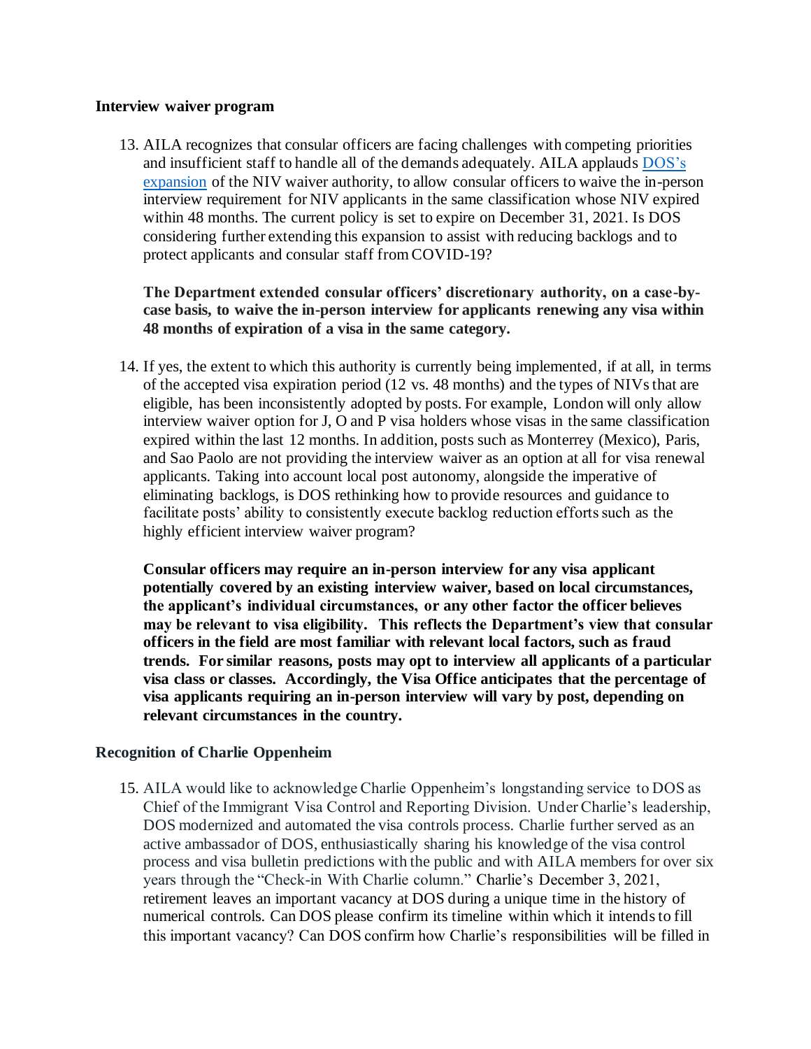**Interview waiver program**

13. AILA recognizes that consular officers are facing challenges with competing priorities and insufficient staff to handle all of the demands adequately. AILA applauds [DOS's expansion](#) of the NIV waiver authority, to allow consular officers to waive the in-person interview requirement for NIV applicants in the same classification whose NIV expired within 48 months. The current policy is set to expire on December 31, 2021. Is DOS considering further extending this expansion to assist with reducing backlogs and to protect applicants and consular staff from COVID-19?

    **The Department extended consular officers' discretionary authority, on a case-by-case basis, to waive the in-person interview for applicants renewing any visa within 48 months of expiration of a visa in the same category.**

14. If yes, the extent to which this authority is currently being implemented, if at all, in terms of the accepted visa expiration period (12 vs. 48 months) and the types of NIVs that are eligible, has been inconsistently adopted by posts. For example, London will only allow interview waiver option for J, O and P visa holders whose visas in the same classification expired within the last 12 months. In addition, posts such as Monterrey (Mexico), Paris, and Sao Paolo are not providing the interview waiver as an option at all for visa renewal applicants. Taking into account local post autonomy, alongside the imperative of eliminating backlogs, is DOS rethinking how to provide resources and guidance to facilitate posts' ability to consistently execute backlog reduction efforts such as the highly efficient interview waiver program?

    **Consular officers may require an in-person interview for any visa applicant potentially covered by an existing interview waiver, based on local circumstances, the applicant's individual circumstances, or any other factor the officer believes may be relevant to visa eligibility. This reflects the Department's view that consular officers in the field are most familiar with relevant local factors, such as fraud trends. For similar reasons, posts may opt to interview all applicants of a particular visa class or classes. Accordingly, the Visa Office anticipates that the percentage of visa applicants requiring an in-person interview will vary by post, depending on relevant circumstances in the country.**

**Recognition of Charlie Oppenheim**

15. AILA would like to acknowledge Charlie Oppenheim's longstanding service to DOS as Chief of the Immigrant Visa Control and Reporting Division. Under Charlie's leadership, DOS modernized and automated the visa controls process. Charlie further served as an active ambassador of DOS, enthusiastically sharing his knowledge of the visa control process and visa bulletin predictions with the public and with AILA members for over six years through the "Check-in With Charlie column." Charlie's December 3, 2021, retirement leaves an important vacancy at DOS during a unique time in the history of numerical controls. Can DOS please confirm its timeline within which it intends to fill this important vacancy? Can DOS confirm how Charlie's responsibilities will be filled in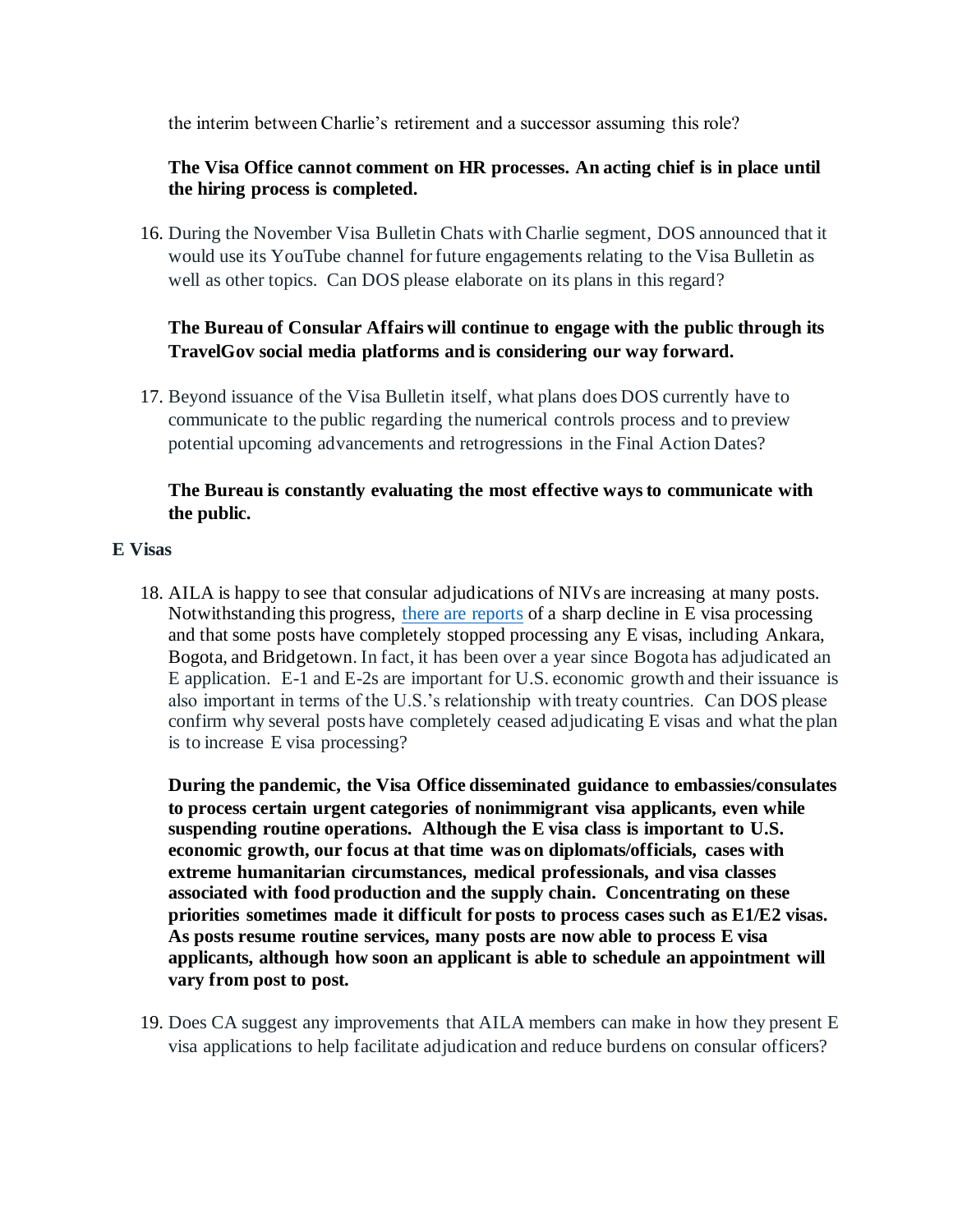the interim between Charlie's retirement and a successor assuming this role?

**The Visa Office cannot comment on HR processes. An acting chief is in place until the hiring process is completed.**

16. During the November Visa Bulletin Chats with Charlie segment, DOS announced that it would use its YouTube channel for future engagements relating to the Visa Bulletin as well as other topics. Can DOS please elaborate on its plans in this regard?

    **The Bureau of Consular Affairs will continue to engage with the public through its TravelGov social media platforms and is considering our way forward.**

17. Beyond issuance of the Visa Bulletin itself, what plans does DOS currently have to communicate to the public regarding the numerical controls process and to preview potential upcoming advancements and retrogressions in the Final Action Dates?

    **The Bureau is constantly evaluating the most effective ways to communicate with the public.**

**E Visas**

18. AILA is happy to see that consular adjudications of NIVs are increasing at many posts. Notwithstanding this progress, there are reports of a sharp decline in E visa processing and that some posts have completely stopped processing any E visas, including Ankara, Bogota, and Bridgetown. In fact, it has been over a year since Bogota has adjudicated an E application. E-1 and E-2s are important for U.S. economic growth and their issuance is also important in terms of the U.S.'s relationship with treaty countries. Can DOS please confirm why several posts have completely ceased adjudicating E visas and what the plan is to increase E visa processing?

    **During the pandemic, the Visa Office disseminated guidance to embassies/consulates to process certain urgent categories of nonimmigrant visa applicants, even while suspending routine operations. Although the E visa class is important to U.S. economic growth, our focus at that time was on diplomats/officials, cases with extreme humanitarian circumstances, medical professionals, and visa classes associated with food production and the supply chain. Concentrating on these priorities sometimes made it difficult for posts to process cases such as E1/E2 visas. As posts resume routine services, many posts are now able to process E visa applicants, although how soon an applicant is able to schedule an appointment will vary from post to post.**

19. Does CA suggest any improvements that AILA members can make in how they present E visa applications to help facilitate adjudication and reduce burdens on consular officers?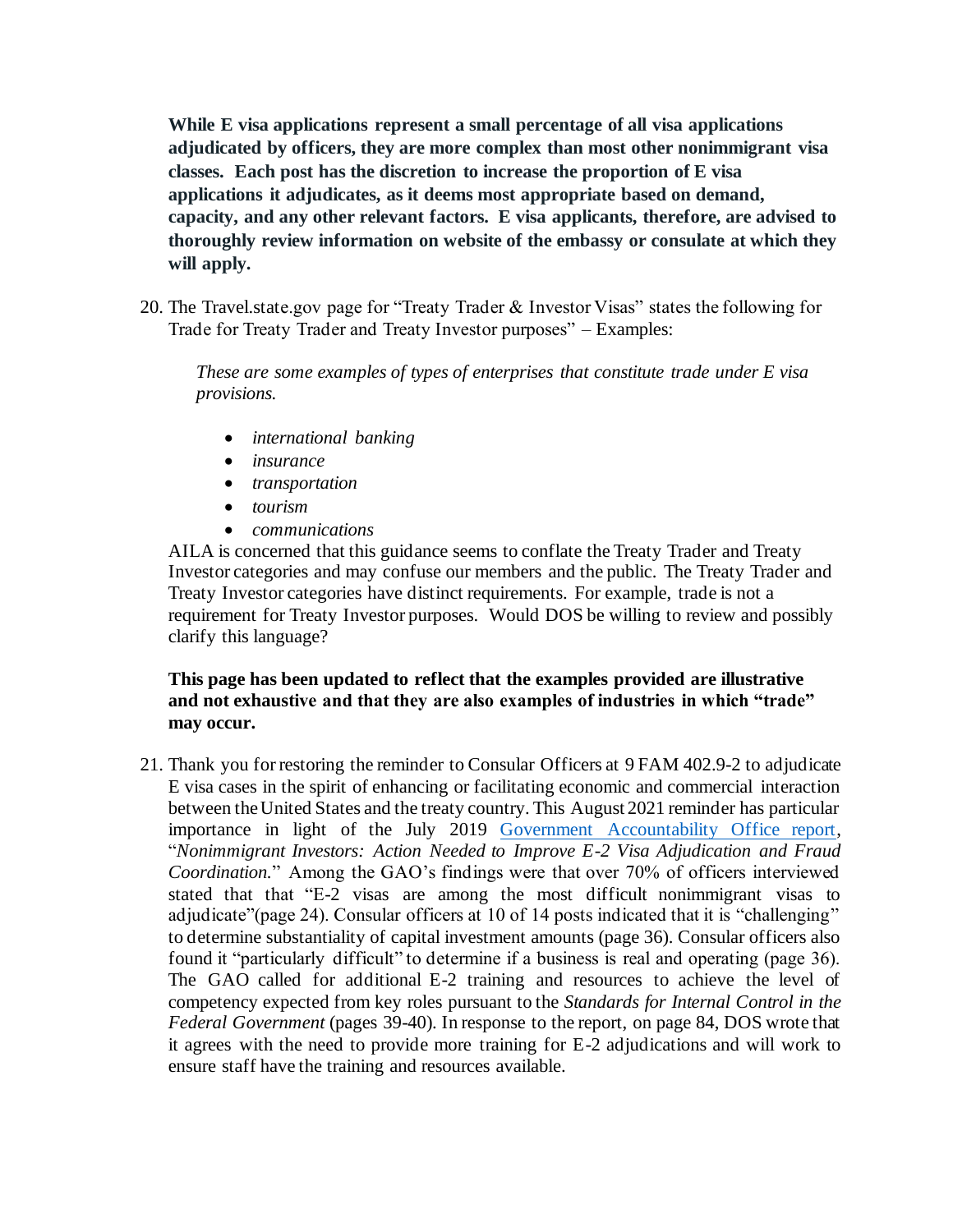**While E visa applications represent a small percentage of all visa applications adjudicated by officers, they are more complex than most other nonimmigrant visa classes. Each post has the discretion to increase the proportion of E visa applications it adjudicates, as it deems most appropriate based on demand, capacity, and any other relevant factors. E visa applicants, therefore, are advised to thoroughly review information on website of the embassy or consulate at which they will apply.**

20. The Travel.state.gov page for "Treaty Trader & Investor Visas" states the following for Trade for Treaty Trader and Treaty Investor purposes" – Examples:

    *These are some examples of types of enterprises that constitute trade under E visa provisions.*

    - *international banking*
    - *insurance*
    - *transportation*
    - *tourism*
    - *communications*

    AILA is concerned that this guidance seems to conflate the Treaty Trader and Treaty Investor categories and may confuse our members and the public. The Treaty Trader and Treaty Investor categories have distinct requirements. For example, trade is not a requirement for Treaty Investor purposes. Would DOS be willing to review and possibly clarify this language?

    **This page has been updated to reflect that the examples provided are illustrative and not exhaustive and that they are also examples of industries in which "trade" may occur.**

21. Thank you for restoring the reminder to Consular Officers at 9 FAM 402.9-2 to adjudicate E visa cases in the spirit of enhancing or facilitating economic and commercial interaction between the United States and the treaty country. This August 2021 reminder has particular importance in light of the July 2019 Government Accountability Office report, "*Nonimmigrant Investors: Action Needed to Improve E-2 Visa Adjudication and Fraud Coordination.*" Among the GAO's findings were that over 70% of officers interviewed stated that that "E-2 visas are among the most difficult nonimmigrant visas to adjudicate"(page 24). Consular officers at 10 of 14 posts indicated that it is "challenging" to determine substantiality of capital investment amounts (page 36). Consular officers also found it "particularly difficult" to determine if a business is real and operating (page 36). The GAO called for additional E-2 training and resources to achieve the level of competency expected from key roles pursuant to the *Standards for Internal Control in the Federal Government* (pages 39-40). In response to the report, on page 84, DOS wrote that it agrees with the need to provide more training for E-2 adjudications and will work to ensure staff have the training and resources available.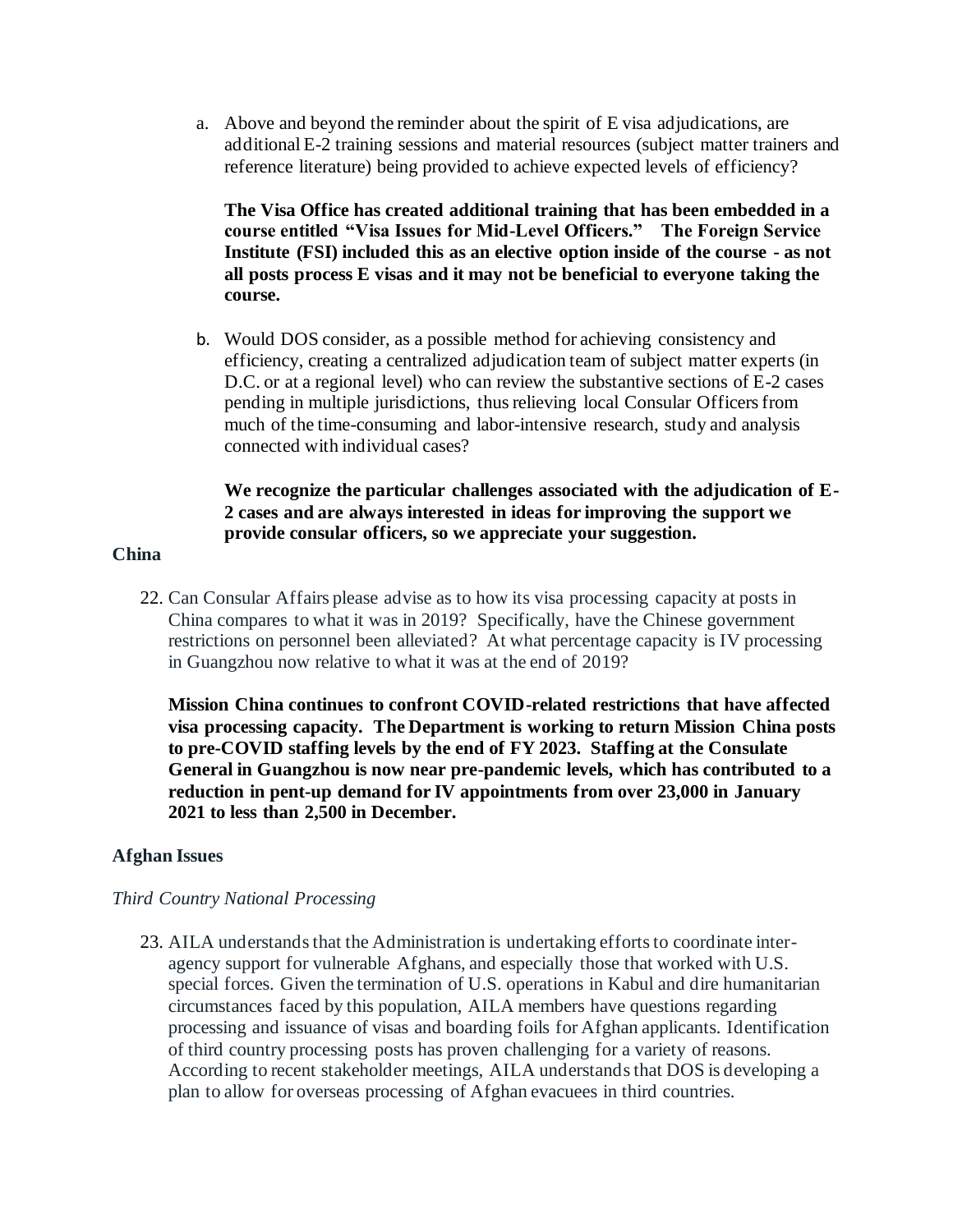a. Above and beyond the reminder about the spirit of E visa adjudications, are additional E-2 training sessions and material resources (subject matter trainers and reference literature) being provided to achieve expected levels of efficiency?

   **The Visa Office has created additional training that has been embedded in a course entitled "Visa Issues for Mid-Level Officers." The Foreign Service Institute (FSI) included this as an elective option inside of the course - as not all posts process E visas and it may not be beneficial to everyone taking the course.**

b. Would DOS consider, as a possible method for achieving consistency and efficiency, creating a centralized adjudication team of subject matter experts (in D.C. or at a regional level) who can review the substantive sections of E-2 cases pending in multiple jurisdictions, thus relieving local Consular Officers from much of the time-consuming and labor-intensive research, study and analysis connected with individual cases?

   **We recognize the particular challenges associated with the adjudication of E-2 cases and are always interested in ideas for improving the support we provide consular officers, so we appreciate your suggestion.**

**China**

22. Can Consular Affairs please advise as to how its visa processing capacity at posts in China compares to what it was in 2019? Specifically, have the Chinese government restrictions on personnel been alleviated? At what percentage capacity is IV processing in Guangzhou now relative to what it was at the end of 2019?

    **Mission China continues to confront COVID-related restrictions that have affected visa processing capacity. The Department is working to return Mission China posts to pre-COVID staffing levels by the end of FY 2023. Staffing at the Consulate General in Guangzhou is now near pre-pandemic levels, which has contributed to a reduction in pent-up demand for IV appointments from over 23,000 in January 2021 to less than 2,500 in December.**

**Afghan Issues**

*Third Country National Processing*

23. AILA understands that the Administration is undertaking efforts to coordinate inter-agency support for vulnerable Afghans, and especially those that worked with U.S. special forces. Given the termination of U.S. operations in Kabul and dire humanitarian circumstances faced by this population, AILA members have questions regarding processing and issuance of visas and boarding foils for Afghan applicants. Identification of third country processing posts has proven challenging for a variety of reasons. According to recent stakeholder meetings, AILA understands that DOS is developing a plan to allow for overseas processing of Afghan evacuees in third countries.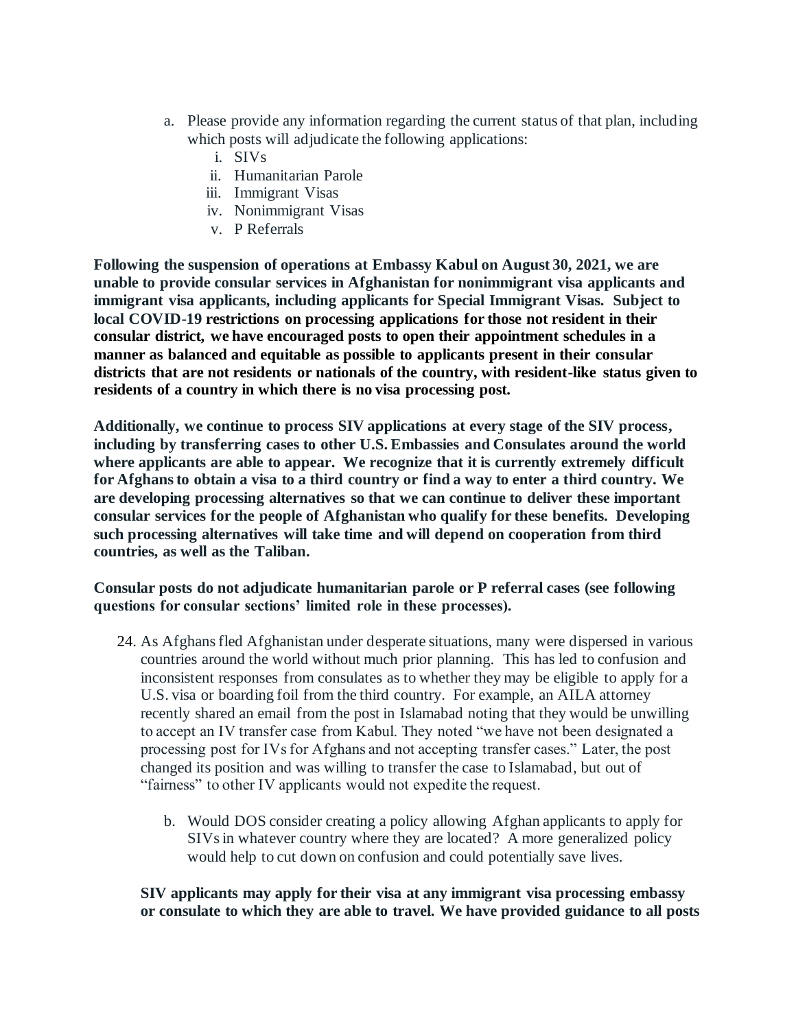a. Please provide any information regarding the current status of that plan, including which posts will adjudicate the following applications:
   i. SIVs
   ii. Humanitarian Parole
   iii. Immigrant Visas
   iv. Nonimmigrant Visas
   v. P Referrals

**Following the suspension of operations at Embassy Kabul on August 30, 2021, we are unable to provide consular services in Afghanistan for nonimmigrant visa applicants and immigrant visa applicants, including applicants for Special Immigrant Visas. Subject to local COVID-19 restrictions on processing applications for those not resident in their consular district, we have encouraged posts to open their appointment schedules in a manner as balanced and equitable as possible to applicants present in their consular districts that are not residents or nationals of the country, with resident-like status given to residents of a country in which there is no visa processing post.**

**Additionally, we continue to process SIV applications at every stage of the SIV process, including by transferring cases to other U.S. Embassies and Consulates around the world where applicants are able to appear. We recognize that it is currently extremely difficult for Afghans to obtain a visa to a third country or find a way to enter a third country. We are developing processing alternatives so that we can continue to deliver these important consular services for the people of Afghanistan who qualify for these benefits. Developing such processing alternatives will take time and will depend on cooperation from third countries, as well as the Taliban.**

**Consular posts do not adjudicate humanitarian parole or P referral cases (see following questions for consular sections' limited role in these processes).**

24. As Afghans fled Afghanistan under desperate situations, many were dispersed in various countries around the world without much prior planning. This has led to confusion and inconsistent responses from consulates as to whether they may be eligible to apply for a U.S. visa or boarding foil from the third country. For example, an AILA attorney recently shared an email from the post in Islamabad noting that they would be unwilling to accept an IV transfer case from Kabul. They noted "we have not been designated a processing post for IVs for Afghans and not accepting transfer cases." Later, the post changed its position and was willing to transfer the case to Islamabad, but out of "fairness" to other IV applicants would not expedite the request.

    b. Would DOS consider creating a policy allowing Afghan applicants to apply for SIVs in whatever country where they are located? A more generalized policy would help to cut down on confusion and could potentially save lives.

**SIV applicants may apply for their visa at any immigrant visa processing embassy or consulate to which they are able to travel. We have provided guidance to all posts**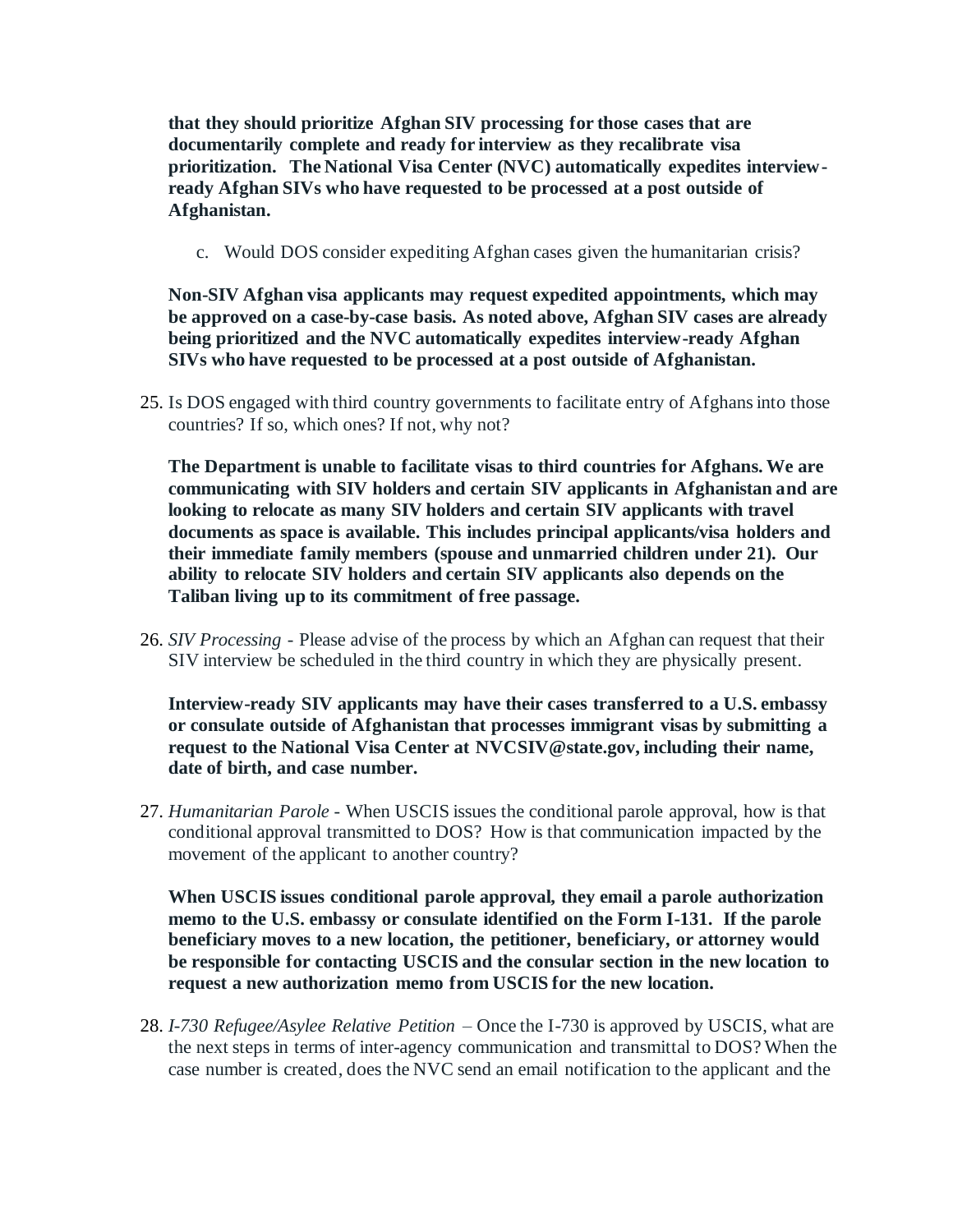**that they should prioritize Afghan SIV processing for those cases that are documentarily complete and ready for interview as they recalibrate visa prioritization. The National Visa Center (NVC) automatically expedites interview-ready Afghan SIVs who have requested to be processed at a post outside of Afghanistan.**

c. Would DOS consider expediting Afghan cases given the humanitarian crisis?

**Non-SIV Afghan visa applicants may request expedited appointments, which may be approved on a case-by-case basis. As noted above, Afghan SIV cases are already being prioritized and the NVC automatically expedites interview-ready Afghan SIVs who have requested to be processed at a post outside of Afghanistan.**

25. Is DOS engaged with third country governments to facilitate entry of Afghans into those countries? If so, which ones? If not, why not?

    **The Department is unable to facilitate visas to third countries for Afghans. We are communicating with SIV holders and certain SIV applicants in Afghanistan and are looking to relocate as many SIV holders and certain SIV applicants with travel documents as space is available. This includes principal applicants/visa holders and their immediate family members (spouse and unmarried children under 21). Our ability to relocate SIV holders and certain SIV applicants also depends on the Taliban living up to its commitment of free passage.**

26. *SIV Processing* - Please advise of the process by which an Afghan can request that their SIV interview be scheduled in the third country in which they are physically present.

    **Interview-ready SIV applicants may have their cases transferred to a U.S. embassy or consulate outside of Afghanistan that processes immigrant visas by submitting a request to the National Visa Center at NVCSIV@state.gov, including their name, date of birth, and case number.**

27. *Humanitarian Parole* - When USCIS issues the conditional parole approval, how is that conditional approval transmitted to DOS? How is that communication impacted by the movement of the applicant to another country?

    **When USCIS issues conditional parole approval, they email a parole authorization memo to the U.S. embassy or consulate identified on the Form I-131. If the parole beneficiary moves to a new location, the petitioner, beneficiary, or attorney would be responsible for contacting USCIS and the consular section in the new location to request a new authorization memo from USCIS for the new location.**

28. *I-730 Refugee/Asylee Relative Petition* – Once the I-730 is approved by USCIS, what are the next steps in terms of inter-agency communication and transmittal to DOS? When the case number is created, does the NVC send an email notification to the applicant and the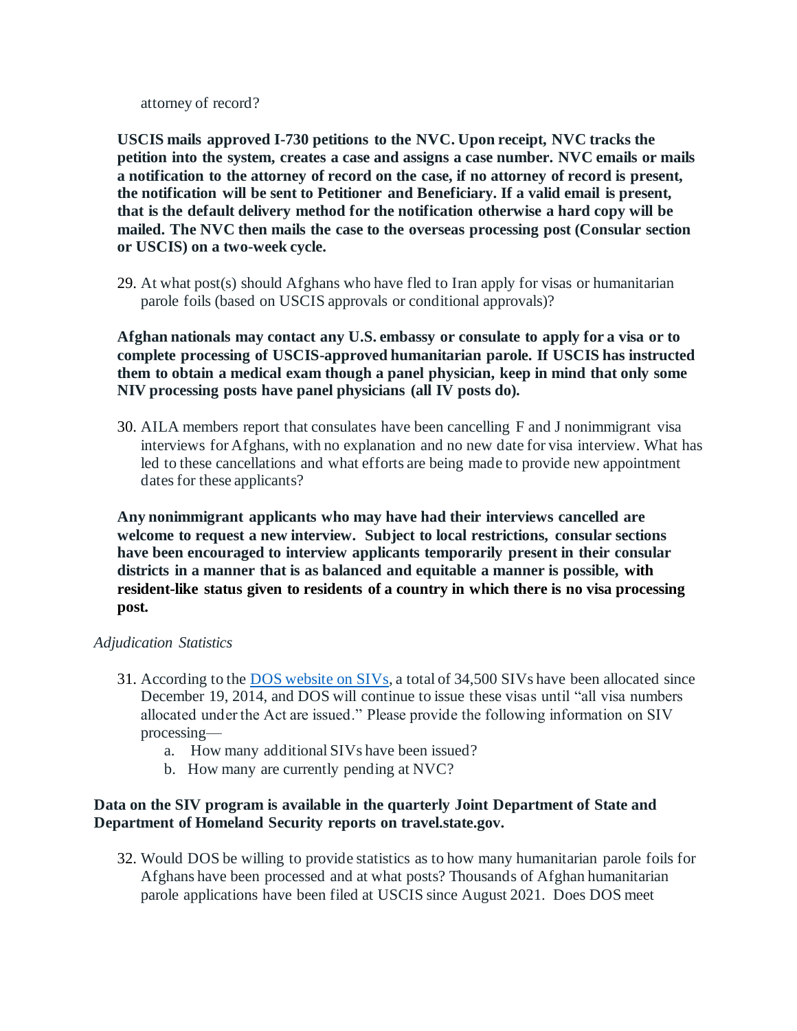attorney of record?

**USCIS mails approved I-730 petitions to the NVC. Upon receipt, NVC tracks the petition into the system, creates a case and assigns a case number. NVC emails or mails a notification to the attorney of record on the case, if no attorney of record is present, the notification will be sent to Petitioner and Beneficiary. If a valid email is present, that is the default delivery method for the notification otherwise a hard copy will be mailed. The NVC then mails the case to the overseas processing post (Consular section or USCIS) on a two-week cycle.**

29. At what post(s) should Afghans who have fled to Iran apply for visas or humanitarian parole foils (based on USCIS approvals or conditional approvals)?

**Afghan nationals may contact any U.S. embassy or consulate to apply for a visa or to complete processing of USCIS-approved humanitarian parole. If USCIS has instructed them to obtain a medical exam though a panel physician, keep in mind that only some NIV processing posts have panel physicians (all IV posts do).**

30. AILA members report that consulates have been cancelling F and J nonimmigrant visa interviews for Afghans, with no explanation and no new date for visa interview. What has led to these cancellations and what efforts are being made to provide new appointment dates for these applicants?

**Any nonimmigrant applicants who may have had their interviews cancelled are welcome to request a new interview. Subject to local restrictions, consular sections have been encouraged to interview applicants temporarily present in their consular districts in a manner that is as balanced and equitable a manner is possible, with resident-like status given to residents of a country in which there is no visa processing post.**

*Adjudication Statistics*

31. According to the [DOS website on SIVs](), a total of 34,500 SIVs have been allocated since December 19, 2014, and DOS will continue to issue these visas until "all visa numbers allocated under the Act are issued." Please provide the following information on SIV processing—
    a. How many additional SIVs have been issued?
    b. How many are currently pending at NVC?

**Data on the SIV program is available in the quarterly Joint Department of State and Department of Homeland Security reports on travel.state.gov.**

32. Would DOS be willing to provide statistics as to how many humanitarian parole foils for Afghans have been processed and at what posts? Thousands of Afghan humanitarian parole applications have been filed at USCIS since August 2021. Does DOS meet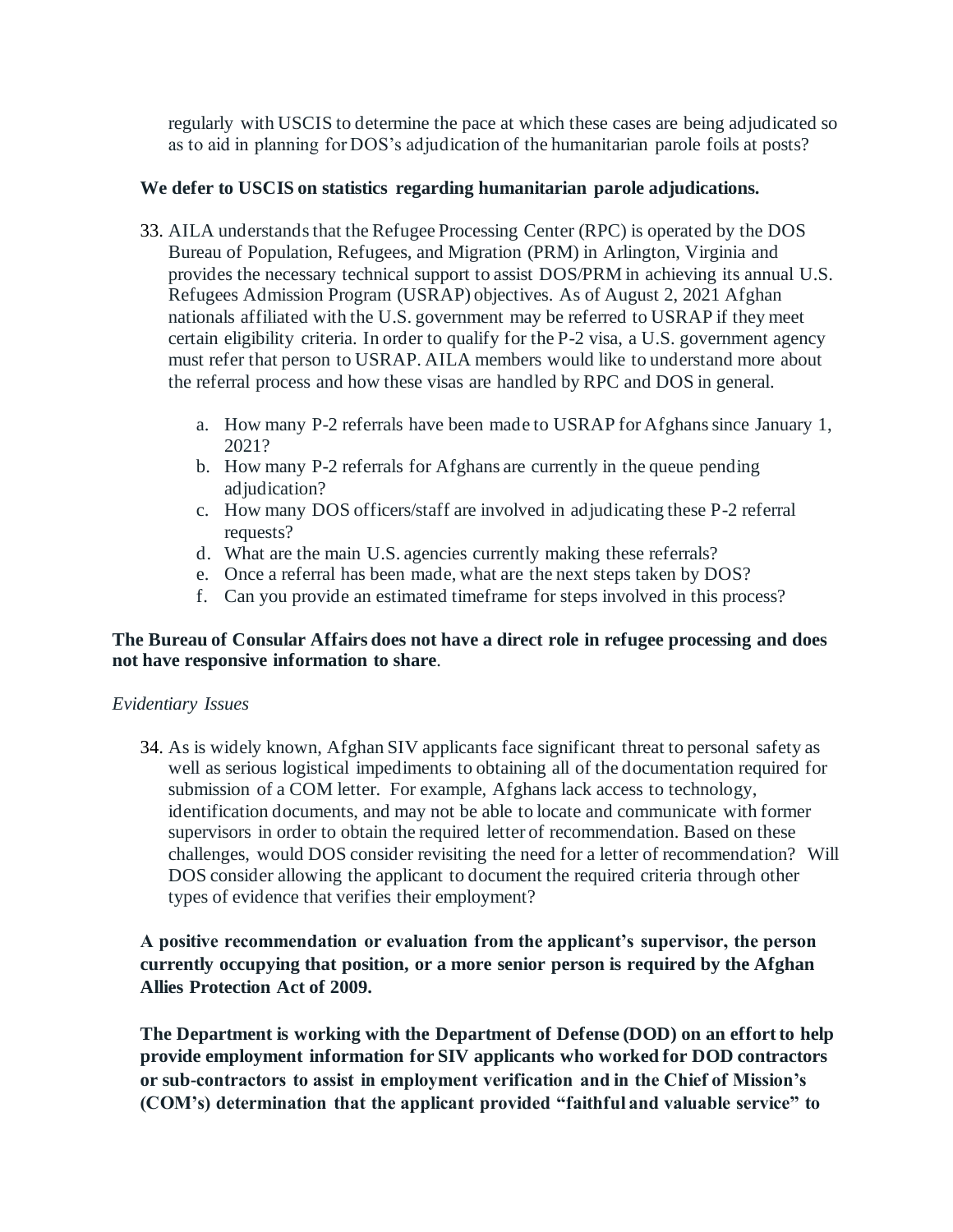regularly with USCIS to determine the pace at which these cases are being adjudicated so as to aid in planning for DOS's adjudication of the humanitarian parole foils at posts?

**We defer to USCIS on statistics regarding humanitarian parole adjudications.**

33. AILA understands that the Refugee Processing Center (RPC) is operated by the DOS Bureau of Population, Refugees, and Migration (PRM) in Arlington, Virginia and provides the necessary technical support to assist DOS/PRM in achieving its annual U.S. Refugees Admission Program (USRAP) objectives. As of August 2, 2021 Afghan nationals affiliated with the U.S. government may be referred to USRAP if they meet certain eligibility criteria. In order to qualify for the P-2 visa, a U.S. government agency must refer that person to USRAP. AILA members would like to understand more about the referral process and how these visas are handled by RPC and DOS in general.

    a. How many P-2 referrals have been made to USRAP for Afghans since January 1, 2021?
    b. How many P-2 referrals for Afghans are currently in the queue pending adjudication?
    c. How many DOS officers/staff are involved in adjudicating these P-2 referral requests?
    d. What are the main U.S. agencies currently making these referrals?
    e. Once a referral has been made, what are the next steps taken by DOS?
    f. Can you provide an estimated timeframe for steps involved in this process?

**The Bureau of Consular Affairs does not have a direct role in refugee processing and does not have responsive information to share**.

*Evidentiary Issues*

34. As is widely known, Afghan SIV applicants face significant threat to personal safety as well as serious logistical impediments to obtaining all of the documentation required for submission of a COM letter. For example, Afghans lack access to technology, identification documents, and may not be able to locate and communicate with former supervisors in order to obtain the required letter of recommendation. Based on these challenges, would DOS consider revisiting the need for a letter of recommendation? Will DOS consider allowing the applicant to document the required criteria through other types of evidence that verifies their employment?

**A positive recommendation or evaluation from the applicant's supervisor, the person currently occupying that position, or a more senior person is required by the Afghan Allies Protection Act of 2009.**

**The Department is working with the Department of Defense (DOD) on an effort to help provide employment information for SIV applicants who worked for DOD contractors or sub-contractors to assist in employment verification and in the Chief of Mission's (COM's) determination that the applicant provided "faithful and valuable service" to**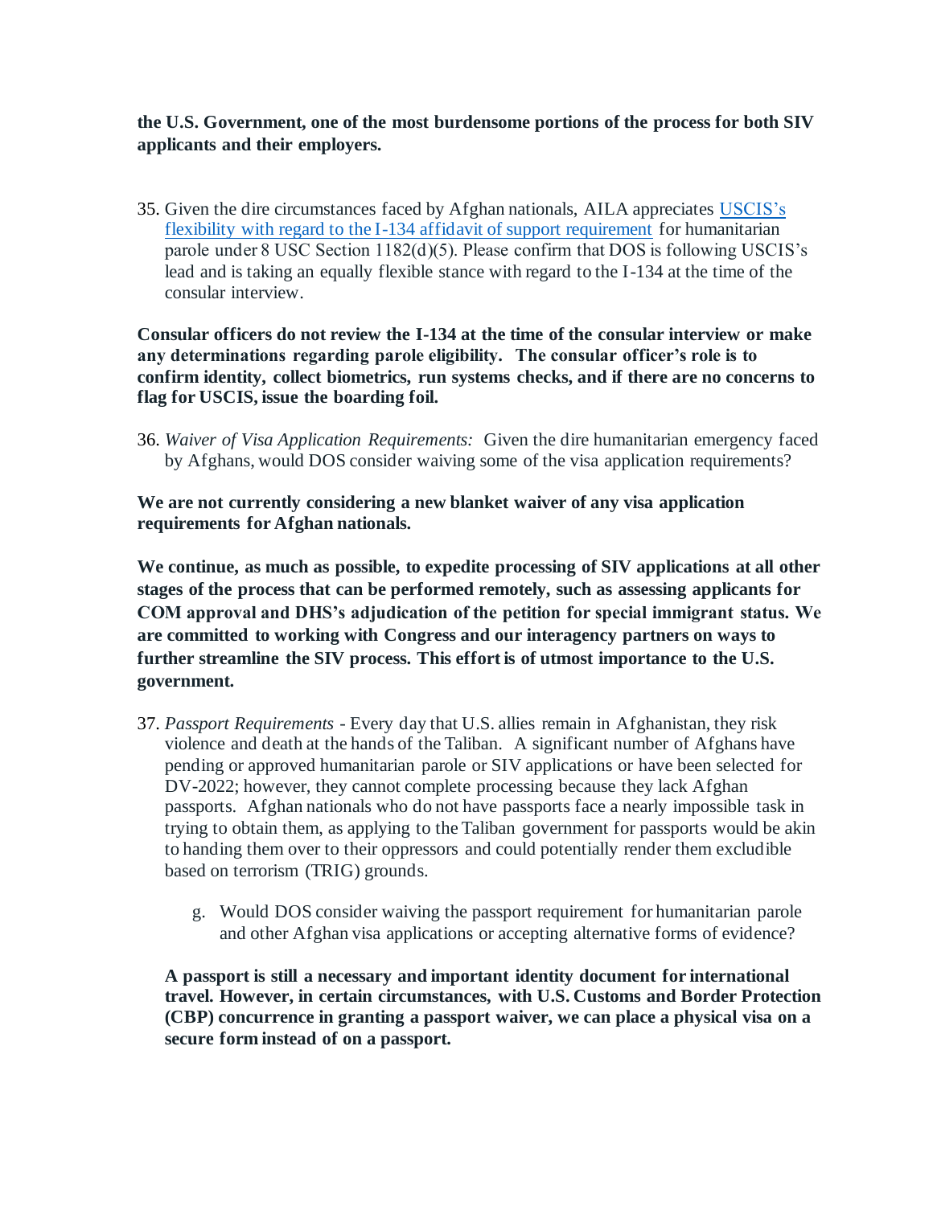**the U.S. Government, one of the most burdensome portions of the process for both SIV applicants and their employers.**

35. Given the dire circumstances faced by Afghan nationals, AILA appreciates [USCIS's flexibility with regard to the I-134 affidavit of support requirement]() for humanitarian parole under 8 USC Section 1182(d)(5). Please confirm that DOS is following USCIS's lead and is taking an equally flexible stance with regard to the I-134 at the time of the consular interview.

**Consular officers do not review the I-134 at the time of the consular interview or make any determinations regarding parole eligibility. The consular officer's role is to confirm identity, collect biometrics, run systems checks, and if there are no concerns to flag for USCIS, issue the boarding foil.**

36. *Waiver of Visa Application Requirements:* Given the dire humanitarian emergency faced by Afghans, would DOS consider waiving some of the visa application requirements?

**We are not currently considering a new blanket waiver of any visa application requirements for Afghan nationals.**

**We continue, as much as possible, to expedite processing of SIV applications at all other stages of the process that can be performed remotely, such as assessing applicants for COM approval and DHS's adjudication of the petition for special immigrant status. We are committed to working with Congress and our interagency partners on ways to further streamline the SIV process. This effort is of utmost importance to the U.S. government.**

37. *Passport Requirements* - Every day that U.S. allies remain in Afghanistan, they risk violence and death at the hands of the Taliban. A significant number of Afghans have pending or approved humanitarian parole or SIV applications or have been selected for DV-2022; however, they cannot complete processing because they lack Afghan passports. Afghan nationals who do not have passports face a nearly impossible task in trying to obtain them, as applying to the Taliban government for passports would be akin to handing them over to their oppressors and could potentially render them excludible based on terrorism (TRIG) grounds.

    g. Would DOS consider waiving the passport requirement for humanitarian parole and other Afghan visa applications or accepting alternative forms of evidence?

    **A passport is still a necessary and important identity document for international travel. However, in certain circumstances, with U.S. Customs and Border Protection (CBP) concurrence in granting a passport waiver, we can place a physical visa on a secure form instead of on a passport.**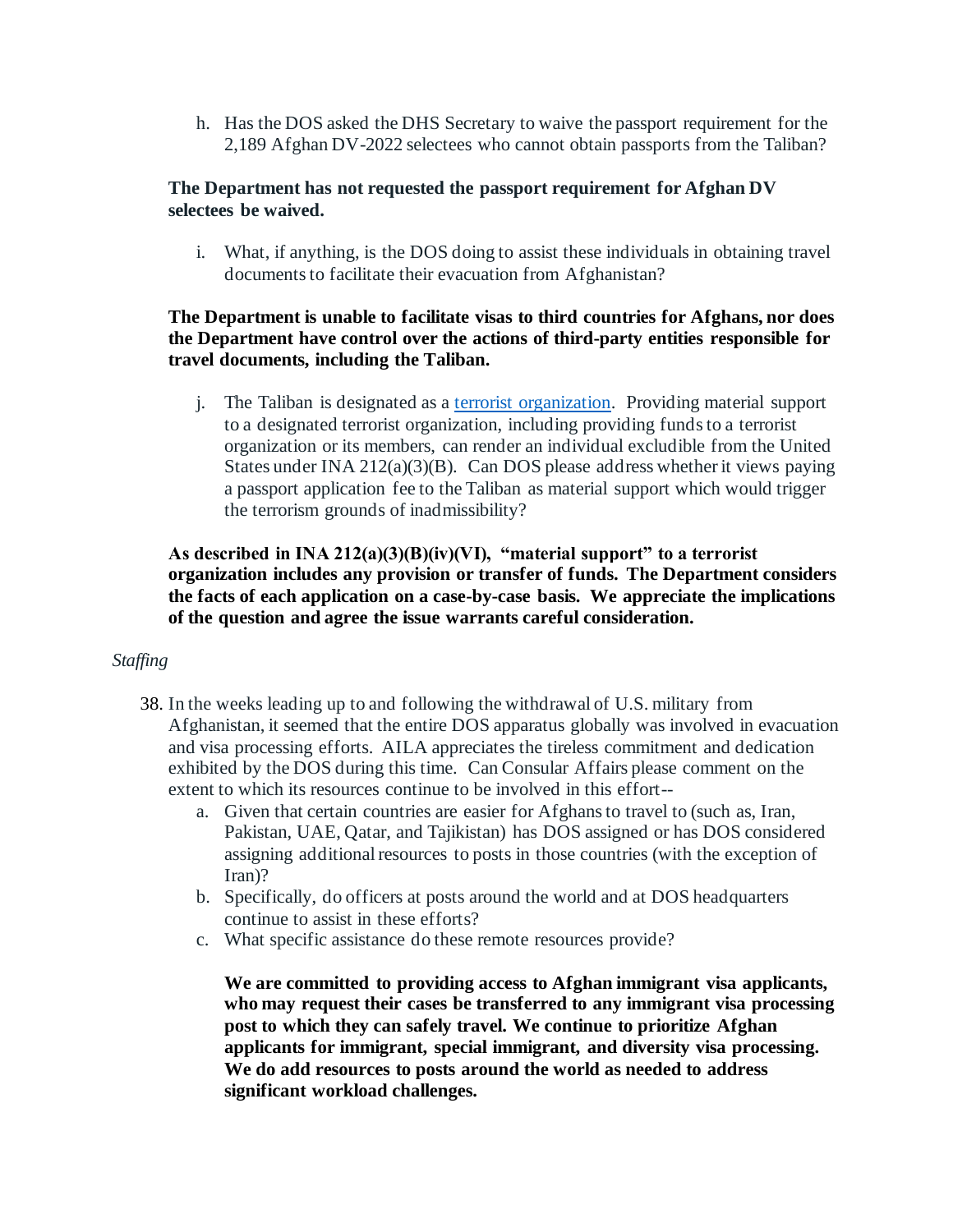h. Has the DOS asked the DHS Secretary to waive the passport requirement for the 2,189 Afghan DV-2022 selectees who cannot obtain passports from the Taliban?

**The Department has not requested the passport requirement for Afghan DV selectees be waived.**

i. What, if anything, is the DOS doing to assist these individuals in obtaining travel documents to facilitate their evacuation from Afghanistan?

**The Department is unable to facilitate visas to third countries for Afghans, nor does the Department have control over the actions of third-party entities responsible for travel documents, including the Taliban.**

j. The Taliban is designated as a [terrorist organization](). Providing material support to a designated terrorist organization, including providing funds to a terrorist organization or its members, can render an individual excludible from the United States under INA 212(a)(3)(B). Can DOS please address whether it views paying a passport application fee to the Taliban as material support which would trigger the terrorism grounds of inadmissibility?

**As described in INA 212(a)(3)(B)(iv)(VI), "material support" to a terrorist organization includes any provision or transfer of funds. The Department considers the facts of each application on a case-by-case basis. We appreciate the implications of the question and agree the issue warrants careful consideration.**

*Staffing*

38. In the weeks leading up to and following the withdrawal of U.S. military from Afghanistan, it seemed that the entire DOS apparatus globally was involved in evacuation and visa processing efforts. AILA appreciates the tireless commitment and dedication exhibited by the DOS during this time. Can Consular Affairs please comment on the extent to which its resources continue to be involved in this effort--
    a. Given that certain countries are easier for Afghans to travel to (such as, Iran, Pakistan, UAE, Qatar, and Tajikistan) has DOS assigned or has DOS considered assigning additional resources to posts in those countries (with the exception of Iran)?
    b. Specifically, do officers at posts around the world and at DOS headquarters continue to assist in these efforts?
    c. What specific assistance do these remote resources provide?

    **We are committed to providing access to Afghan immigrant visa applicants, who may request their cases be transferred to any immigrant visa processing post to which they can safely travel. We continue to prioritize Afghan applicants for immigrant, special immigrant, and diversity visa processing. We do add resources to posts around the world as needed to address significant workload challenges.**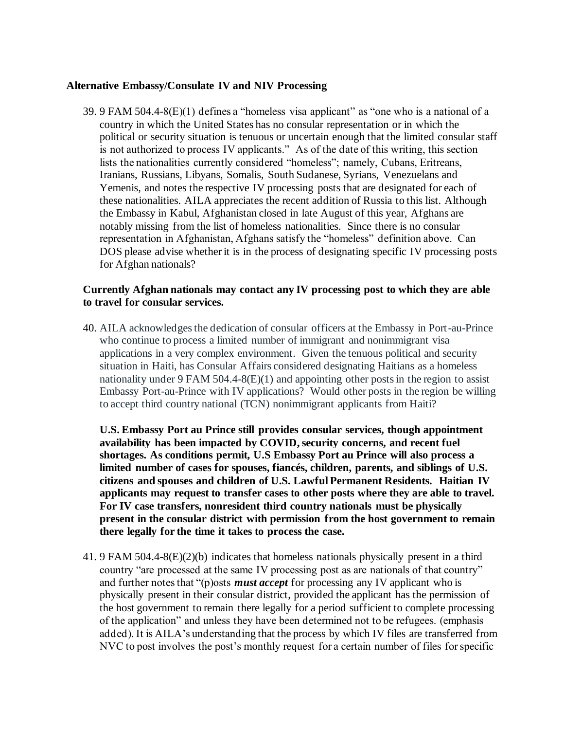**Alternative Embassy/Consulate IV and NIV Processing**

39. 9 FAM 504.4-8(E)(1) defines a "homeless visa applicant" as "one who is a national of a country in which the United States has no consular representation or in which the political or security situation is tenuous or uncertain enough that the limited consular staff is not authorized to process IV applicants." As of the date of this writing, this section lists the nationalities currently considered "homeless"; namely, Cubans, Eritreans, Iranians, Russians, Libyans, Somalis, South Sudanese, Syrians, Venezuelans and Yemenis, and notes the respective IV processing posts that are designated for each of these nationalities. AILA appreciates the recent addition of Russia to this list. Although the Embassy in Kabul, Afghanistan closed in late August of this year, Afghans are notably missing from the list of homeless nationalities. Since there is no consular representation in Afghanistan, Afghans satisfy the "homeless" definition above. Can DOS please advise whether it is in the process of designating specific IV processing posts for Afghan nationals?

**Currently Afghan nationals may contact any IV processing post to which they are able to travel for consular services.**

40. AILA acknowledges the dedication of consular officers at the Embassy in Port-au-Prince who continue to process a limited number of immigrant and nonimmigrant visa applications in a very complex environment. Given the tenuous political and security situation in Haiti, has Consular Affairs considered designating Haitians as a homeless nationality under 9 FAM 504.4-8(E)(1) and appointing other posts in the region to assist Embassy Port-au-Prince with IV applications? Would other posts in the region be willing to accept third country national (TCN) nonimmigrant applicants from Haiti?

**U.S. Embassy Port au Prince still provides consular services, though appointment availability has been impacted by COVID, security concerns, and recent fuel shortages. As conditions permit, U.S Embassy Port au Prince will also process a limited number of cases for spouses, fiancés, children, parents, and siblings of U.S. citizens and spouses and children of U.S. Lawful Permanent Residents. Haitian IV applicants may request to transfer cases to other posts where they are able to travel. For IV case transfers, nonresident third country nationals must be physically present in the consular district with permission from the host government to remain there legally for the time it takes to process the case.**

41. 9 FAM 504.4-8(E)(2)(b) indicates that homeless nationals physically present in a third country "are processed at the same IV processing post as are nationals of that country" and further notes that "(p)osts ***must accept*** for processing any IV applicant who is physically present in their consular district, provided the applicant has the permission of the host government to remain there legally for a period sufficient to complete processing of the application" and unless they have been determined not to be refugees. (emphasis added). It is AILA's understanding that the process by which IV files are transferred from NVC to post involves the post's monthly request for a certain number of files for specific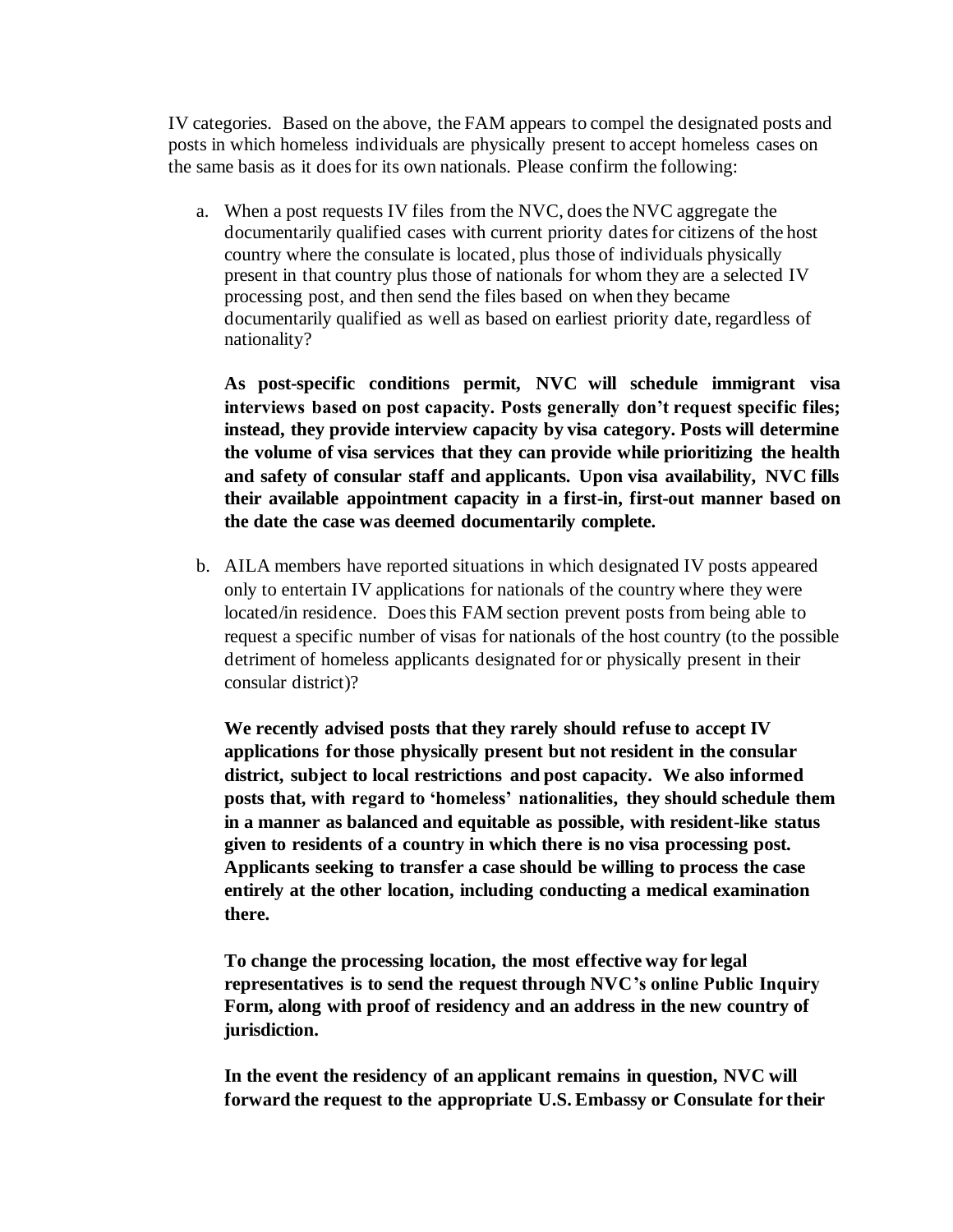IV categories. Based on the above, the FAM appears to compel the designated posts and posts in which homeless individuals are physically present to accept homeless cases on the same basis as it does for its own nationals. Please confirm the following:

a. When a post requests IV files from the NVC, does the NVC aggregate the documentarily qualified cases with current priority dates for citizens of the host country where the consulate is located, plus those of individuals physically present in that country plus those of nationals for whom they are a selected IV processing post, and then send the files based on when they became documentarily qualified as well as based on earliest priority date, regardless of nationality?

   **As post-specific conditions permit, NVC will schedule immigrant visa interviews based on post capacity. Posts generally don't request specific files; instead, they provide interview capacity by visa category. Posts will determine the volume of visa services that they can provide while prioritizing the health and safety of consular staff and applicants. Upon visa availability, NVC fills their available appointment capacity in a first-in, first-out manner based on the date the case was deemed documentarily complete.**

b. AILA members have reported situations in which designated IV posts appeared only to entertain IV applications for nationals of the country where they were located/in residence. Does this FAM section prevent posts from being able to request a specific number of visas for nationals of the host country (to the possible detriment of homeless applicants designated for or physically present in their consular district)?

   **We recently advised posts that they rarely should refuse to accept IV applications for those physically present but not resident in the consular district, subject to local restrictions and post capacity. We also informed posts that, with regard to 'homeless' nationalities, they should schedule them in a manner as balanced and equitable as possible, with resident-like status given to residents of a country in which there is no visa processing post. Applicants seeking to transfer a case should be willing to process the case entirely at the other location, including conducting a medical examination there.**

   **To change the processing location, the most effective way for legal representatives is to send the request through NVC's online Public Inquiry Form, along with proof of residency and an address in the new country of jurisdiction.**

   **In the event the residency of an applicant remains in question, NVC will forward the request to the appropriate U.S. Embassy or Consulate for their**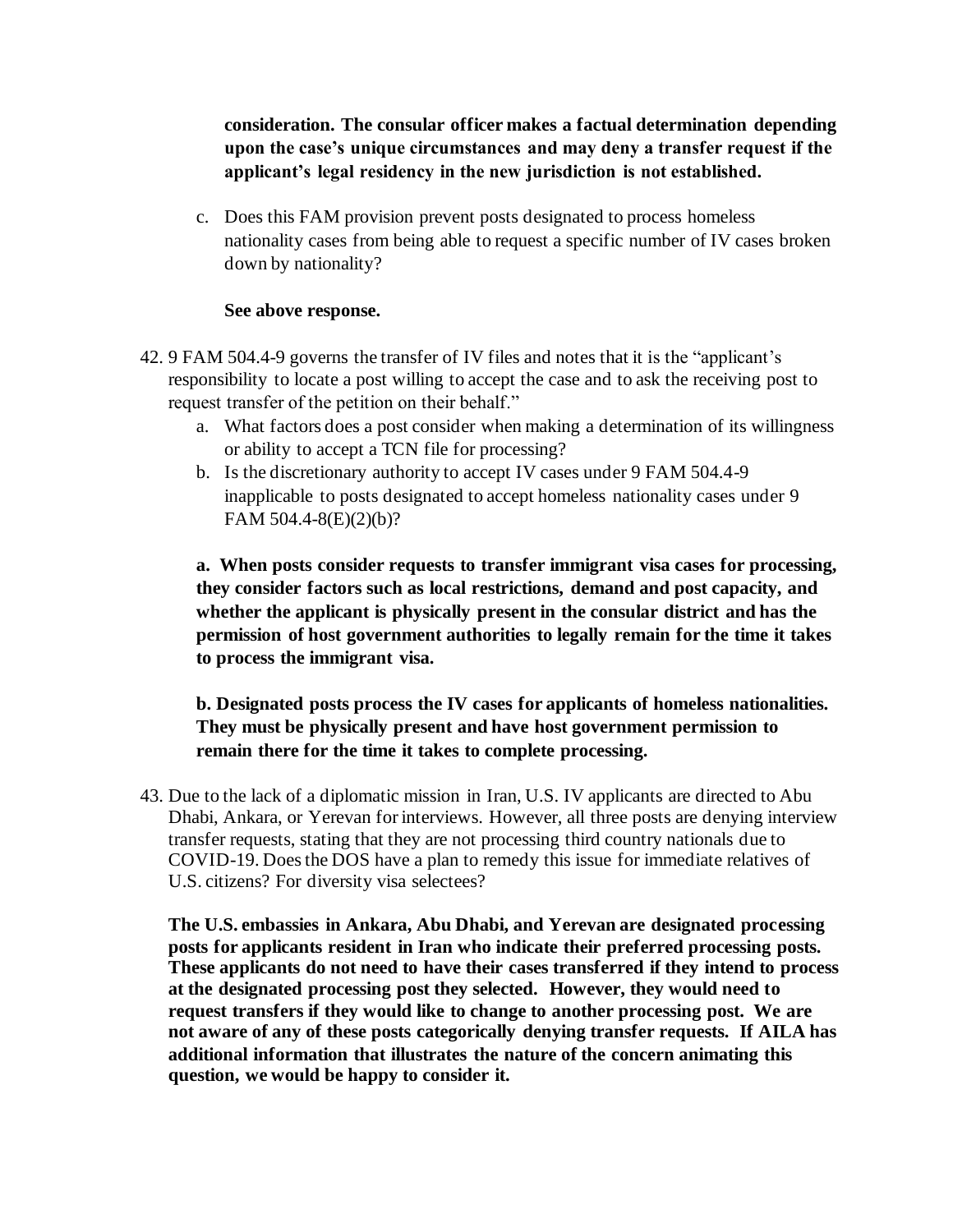**consideration. The consular officer makes a factual determination depending upon the case's unique circumstances and may deny a transfer request if the applicant's legal residency in the new jurisdiction is not established.**

c. Does this FAM provision prevent posts designated to process homeless nationality cases from being able to request a specific number of IV cases broken down by nationality?

**See above response.**

42. 9 FAM 504.4-9 governs the transfer of IV files and notes that it is the "applicant's responsibility to locate a post willing to accept the case and to ask the receiving post to request transfer of the petition on their behalf."
    a. What factors does a post consider when making a determination of its willingness or ability to accept a TCN file for processing?
    b. Is the discretionary authority to accept IV cases under 9 FAM 504.4-9 inapplicable to posts designated to accept homeless nationality cases under 9 FAM 504.4-8(E)(2)(b)?

    **a. When posts consider requests to transfer immigrant visa cases for processing, they consider factors such as local restrictions, demand and post capacity, and whether the applicant is physically present in the consular district and has the permission of host government authorities to legally remain for the time it takes to process the immigrant visa.**

    **b. Designated posts process the IV cases for applicants of homeless nationalities. They must be physically present and have host government permission to remain there for the time it takes to complete processing.**

43. Due to the lack of a diplomatic mission in Iran, U.S. IV applicants are directed to Abu Dhabi, Ankara, or Yerevan for interviews. However, all three posts are denying interview transfer requests, stating that they are not processing third country nationals due to COVID-19. Does the DOS have a plan to remedy this issue for immediate relatives of U.S. citizens? For diversity visa selectees?

    **The U.S. embassies in Ankara, Abu Dhabi, and Yerevan are designated processing posts for applicants resident in Iran who indicate their preferred processing posts. These applicants do not need to have their cases transferred if they intend to process at the designated processing post they selected. However, they would need to request transfers if they would like to change to another processing post. We are not aware of any of these posts categorically denying transfer requests. If AILA has additional information that illustrates the nature of the concern animating this question, we would be happy to consider it.**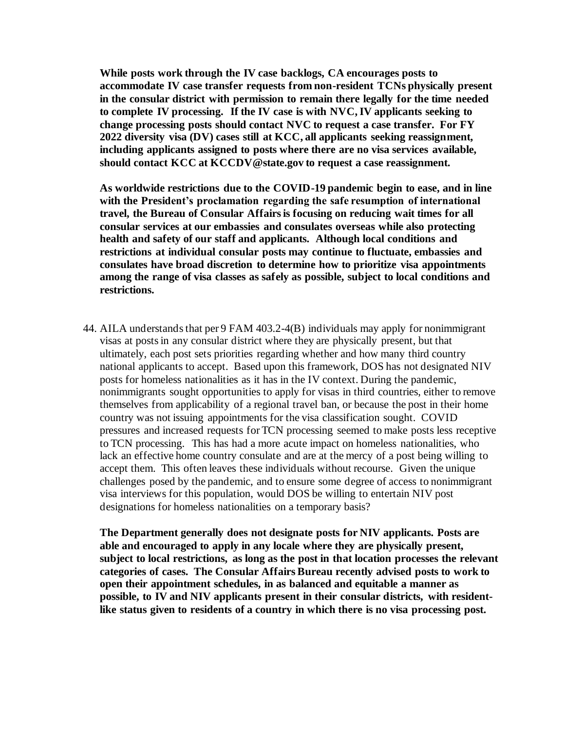**While posts work through the IV case backlogs, CA encourages posts to accommodate IV case transfer requests from non-resident TCNs physically present in the consular district with permission to remain there legally for the time needed to complete IV processing. If the IV case is with NVC, IV applicants seeking to change processing posts should contact NVC to request a case transfer. For FY 2022 diversity visa (DV) cases still at KCC, all applicants seeking reassignment, including applicants assigned to posts where there are no visa services available, should contact KCC at KCCDV@state.gov to request a case reassignment.**

**As worldwide restrictions due to the COVID-19 pandemic begin to ease, and in line with the President's proclamation regarding the safe resumption of international travel, the Bureau of Consular Affairs is focusing on reducing wait times for all consular services at our embassies and consulates overseas while also protecting health and safety of our staff and applicants. Although local conditions and restrictions at individual consular posts may continue to fluctuate, embassies and consulates have broad discretion to determine how to prioritize visa appointments among the range of visa classes as safely as possible, subject to local conditions and restrictions.**

44. AILA understands that per 9 FAM 403.2-4(B) individuals may apply for nonimmigrant visas at posts in any consular district where they are physically present, but that ultimately, each post sets priorities regarding whether and how many third country national applicants to accept. Based upon this framework, DOS has not designated NIV posts for homeless nationalities as it has in the IV context. During the pandemic, nonimmigrants sought opportunities to apply for visas in third countries, either to remove themselves from applicability of a regional travel ban, or because the post in their home country was not issuing appointments for the visa classification sought. COVID pressures and increased requests for TCN processing seemed to make posts less receptive to TCN processing. This has had a more acute impact on homeless nationalities, who lack an effective home country consulate and are at the mercy of a post being willing to accept them. This often leaves these individuals without recourse. Given the unique challenges posed by the pandemic, and to ensure some degree of access to nonimmigrant visa interviews for this population, would DOS be willing to entertain NIV post designations for homeless nationalities on a temporary basis?

    **The Department generally does not designate posts for NIV applicants. Posts are able and encouraged to apply in any locale where they are physically present, subject to local restrictions, as long as the post in that location processes the relevant categories of cases. The Consular Affairs Bureau recently advised posts to work to open their appointment schedules, in as balanced and equitable a manner as possible, to IV and NIV applicants present in their consular districts, with resident-like status given to residents of a country in which there is no visa processing post.**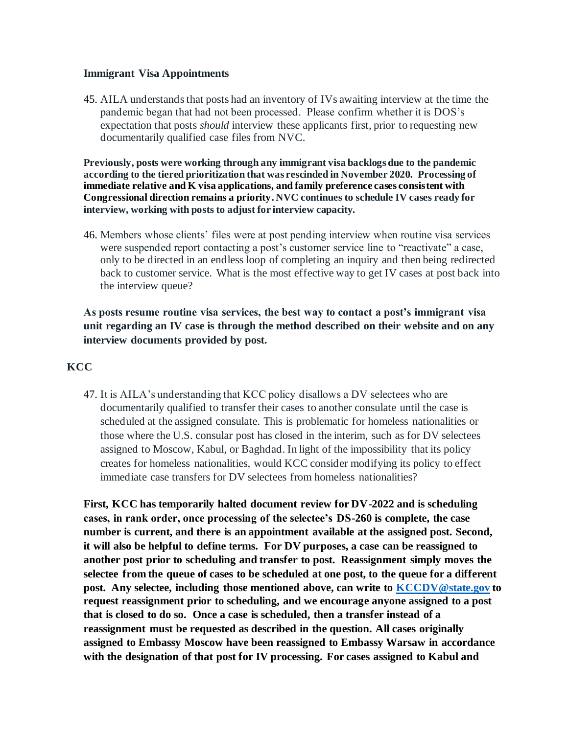### Immigrant Visa Appointments

45. AILA understands that posts had an inventory of IVs awaiting interview at the time the pandemic began that had not been processed. Please confirm whether it is DOS's expectation that posts *should* interview these applicants first, prior to requesting new documentarily qualified case files from NVC.

**Previously, posts were working through any immigrant visa backlogs due to the pandemic according to the tiered prioritization that was rescinded in November 2020. Processing of immediate relative and K visa applications, and family preference cases consistent with Congressional direction remains a priority. NVC continues to schedule IV cases ready for interview, working with posts to adjust for interview capacity.**

46. Members whose clients' files were at post pending interview when routine visa services were suspended report contacting a post's customer service line to "reactivate" a case, only to be directed in an endless loop of completing an inquiry and then being redirected back to customer service. What is the most effective way to get IV cases at post back into the interview queue?

**As posts resume routine visa services, the best way to contact a post's immigrant visa unit regarding an IV case is through the method described on their website and on any interview documents provided by post.**

### KCC

47. It is AILA's understanding that KCC policy disallows a DV selectees who are documentarily qualified to transfer their cases to another consulate until the case is scheduled at the assigned consulate. This is problematic for homeless nationalities or those where the U.S. consular post has closed in the interim, such as for DV selectees assigned to Moscow, Kabul, or Baghdad. In light of the impossibility that its policy creates for homeless nationalities, would KCC consider modifying its policy to effect immediate case transfers for DV selectees from homeless nationalities?

**First, KCC has temporarily halted document review for DV-2022 and is scheduling cases, in rank order, once processing of the selectee's DS-260 is complete, the case number is current, and there is an appointment available at the assigned post. Second, it will also be helpful to define terms. For DV purposes, a case can be reassigned to another post prior to scheduling and transfer to post. Reassignment simply moves the selectee from the queue of cases to be scheduled at one post, to the queue for a different post. Any selectee, including those mentioned above, can write to [KCCDV@state.gov](mailto:KCCDV@state.gov) to request reassignment prior to scheduling, and we encourage anyone assigned to a post that is closed to do so. Once a case is scheduled, then a transfer instead of a reassignment must be requested as described in the question. All cases originally assigned to Embassy Moscow have been reassigned to Embassy Warsaw in accordance with the designation of that post for IV processing. For cases assigned to Kabul and**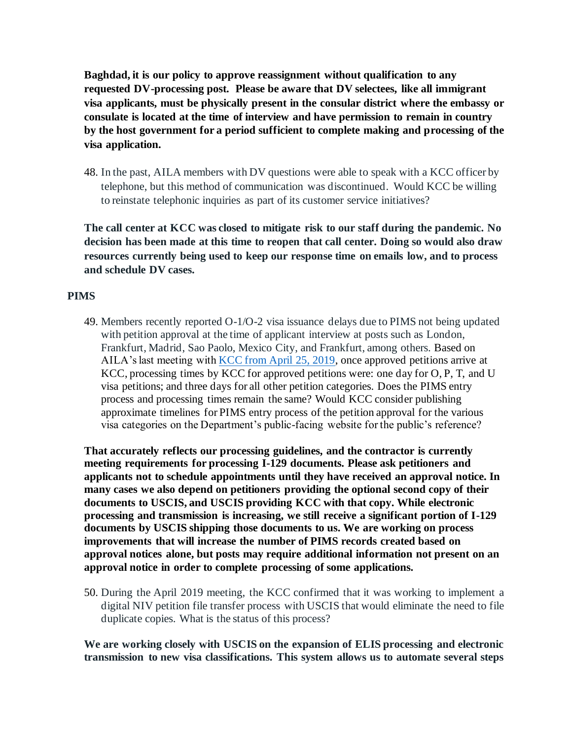**Baghdad, it is our policy to approve reassignment without qualification to any requested DV-processing post. Please be aware that DV selectees, like all immigrant visa applicants, must be physically present in the consular district where the embassy or consulate is located at the time of interview and have permission to remain in country by the host government for a period sufficient to complete making and processing of the visa application.**

48. In the past, AILA members with DV questions were able to speak with a KCC officer by telephone, but this method of communication was discontinued. Would KCC be willing to reinstate telephonic inquiries as part of its customer service initiatives?

**The call center at KCC was closed to mitigate risk to our staff during the pandemic. No decision has been made at this time to reopen that call center. Doing so would also draw resources currently being used to keep our response time on emails low, and to process and schedule DV cases.**

## PIMS

49. Members recently reported O-1/O-2 visa issuance delays due to PIMS not being updated with petition approval at the time of applicant interview at posts such as London, Frankfurt, Madrid, Sao Paolo, Mexico City, and Frankfurt, among others. Based on AILA's last meeting with KCC from April 25, 2019, once approved petitions arrive at KCC, processing times by KCC for approved petitions were: one day for O, P, T, and U visa petitions; and three days for all other petition categories. Does the PIMS entry process and processing times remain the same? Would KCC consider publishing approximate timelines for PIMS entry process of the petition approval for the various visa categories on the Department's public-facing website for the public's reference?

**That accurately reflects our processing guidelines, and the contractor is currently meeting requirements for processing I-129 documents. Please ask petitioners and applicants not to schedule appointments until they have received an approval notice. In many cases we also depend on petitioners providing the optional second copy of their documents to USCIS, and USCIS providing KCC with that copy. While electronic processing and transmission is increasing, we still receive a significant portion of I-129 documents by USCIS shipping those documents to us. We are working on process improvements that will increase the number of PIMS records created based on approval notices alone, but posts may require additional information not present on an approval notice in order to complete processing of some applications.**

50. During the April 2019 meeting, the KCC confirmed that it was working to implement a digital NIV petition file transfer process with USCIS that would eliminate the need to file duplicate copies. What is the status of this process?

**We are working closely with USCIS on the expansion of ELIS processing and electronic transmission to new visa classifications. This system allows us to automate several steps**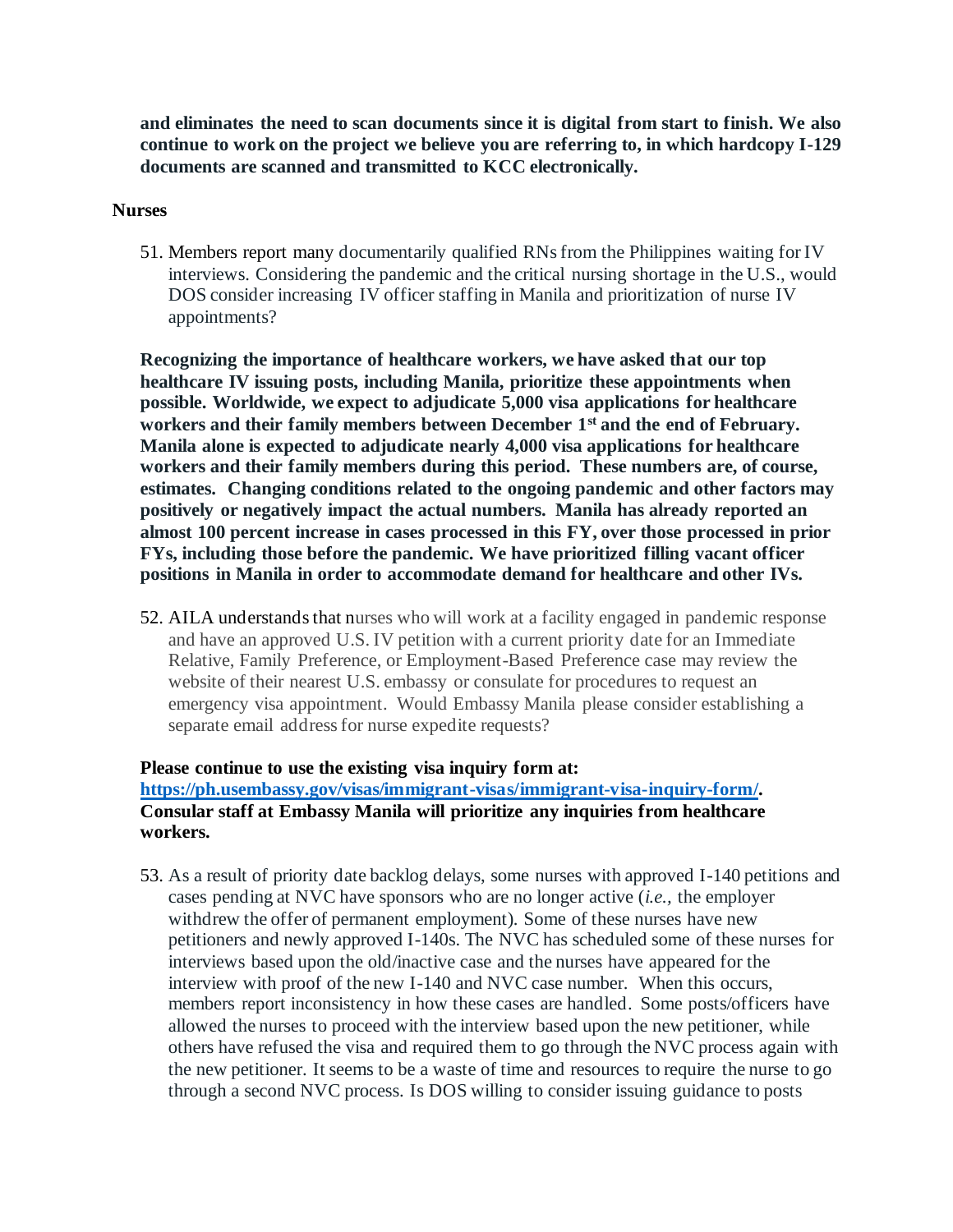**and eliminates the need to scan documents since it is digital from start to finish. We also continue to work on the project we believe you are referring to, in which hardcopy I-129 documents are scanned and transmitted to KCC electronically.**

### Nurses

51. Members report many documentarily qualified RNs from the Philippines waiting for IV interviews. Considering the pandemic and the critical nursing shortage in the U.S., would DOS consider increasing IV officer staffing in Manila and prioritization of nurse IV appointments?

**Recognizing the importance of healthcare workers, we have asked that our top healthcare IV issuing posts, including Manila, prioritize these appointments when possible. Worldwide, we expect to adjudicate 5,000 visa applications for healthcare workers and their family members between December 1st and the end of February. Manila alone is expected to adjudicate nearly 4,000 visa applications for healthcare workers and their family members during this period. These numbers are, of course, estimates. Changing conditions related to the ongoing pandemic and other factors may positively or negatively impact the actual numbers. Manila has already reported an almost 100 percent increase in cases processed in this FY, over those processed in prior FYs, including those before the pandemic. We have prioritized filling vacant officer positions in Manila in order to accommodate demand for healthcare and other IVs.**

52. AILA understands that nurses who will work at a facility engaged in pandemic response and have an approved U.S. IV petition with a current priority date for an Immediate Relative, Family Preference, or Employment-Based Preference case may review the website of their nearest U.S. embassy or consulate for procedures to request an emergency visa appointment. Would Embassy Manila please consider establishing a separate email address for nurse expedite requests?

**Please continue to use the existing visa inquiry form at: [https://ph.usembassy.gov/visas/immigrant-visas/immigrant-visa-inquiry-form/](https://ph.usembassy.gov/visas/immigrant-visas/immigrant-visa-inquiry-form/). Consular staff at Embassy Manila will prioritize any inquiries from healthcare workers.**

53. As a result of priority date backlog delays, some nurses with approved I-140 petitions and cases pending at NVC have sponsors who are no longer active (*i.e.,* the employer withdrew the offer of permanent employment). Some of these nurses have new petitioners and newly approved I-140s. The NVC has scheduled some of these nurses for interviews based upon the old/inactive case and the nurses have appeared for the interview with proof of the new I-140 and NVC case number. When this occurs, members report inconsistency in how these cases are handled. Some posts/officers have allowed the nurses to proceed with the interview based upon the new petitioner, while others have refused the visa and required them to go through the NVC process again with the new petitioner. It seems to be a waste of time and resources to require the nurse to go through a second NVC process. Is DOS willing to consider issuing guidance to posts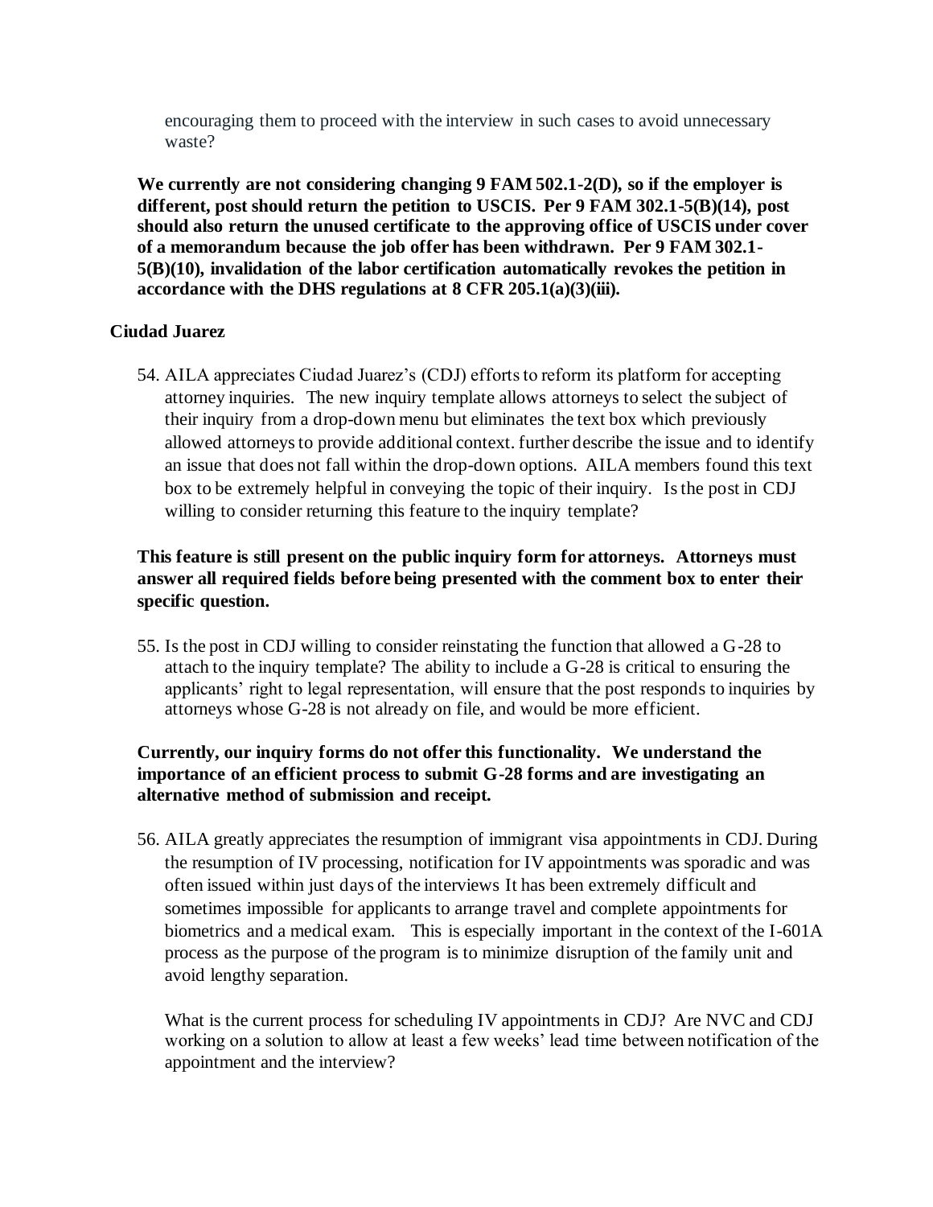encouraging them to proceed with the interview in such cases to avoid unnecessary waste?

**We currently are not considering changing 9 FAM 502.1-2(D), so if the employer is different, post should return the petition to USCIS. Per 9 FAM 302.1-5(B)(14), post should also return the unused certificate to the approving office of USCIS under cover of a memorandum because the job offer has been withdrawn. Per 9 FAM 302.1-5(B)(10), invalidation of the labor certification automatically revokes the petition in accordance with the DHS regulations at 8 CFR 205.1(a)(3)(iii).**

**Ciudad Juarez**

54. AILA appreciates Ciudad Juarez's (CDJ) efforts to reform its platform for accepting attorney inquiries. The new inquiry template allows attorneys to select the subject of their inquiry from a drop-down menu but eliminates the text box which previously allowed attorneys to provide additional context. further describe the issue and to identify an issue that does not fall within the drop-down options. AILA members found this text box to be extremely helpful in conveying the topic of their inquiry. Is the post in CDJ willing to consider returning this feature to the inquiry template?

**This feature is still present on the public inquiry form for attorneys. Attorneys must answer all required fields before being presented with the comment box to enter their specific question.**

55. Is the post in CDJ willing to consider reinstating the function that allowed a G-28 to attach to the inquiry template? The ability to include a G-28 is critical to ensuring the applicants' right to legal representation, will ensure that the post responds to inquiries by attorneys whose G-28 is not already on file, and would be more efficient.

**Currently, our inquiry forms do not offer this functionality. We understand the importance of an efficient process to submit G-28 forms and are investigating an alternative method of submission and receipt.**

56. AILA greatly appreciates the resumption of immigrant visa appointments in CDJ. During the resumption of IV processing, notification for IV appointments was sporadic and was often issued within just days of the interviews It has been extremely difficult and sometimes impossible for applicants to arrange travel and complete appointments for biometrics and a medical exam. This is especially important in the context of the I-601A process as the purpose of the program is to minimize disruption of the family unit and avoid lengthy separation.

    What is the current process for scheduling IV appointments in CDJ? Are NVC and CDJ working on a solution to allow at least a few weeks' lead time between notification of the appointment and the interview?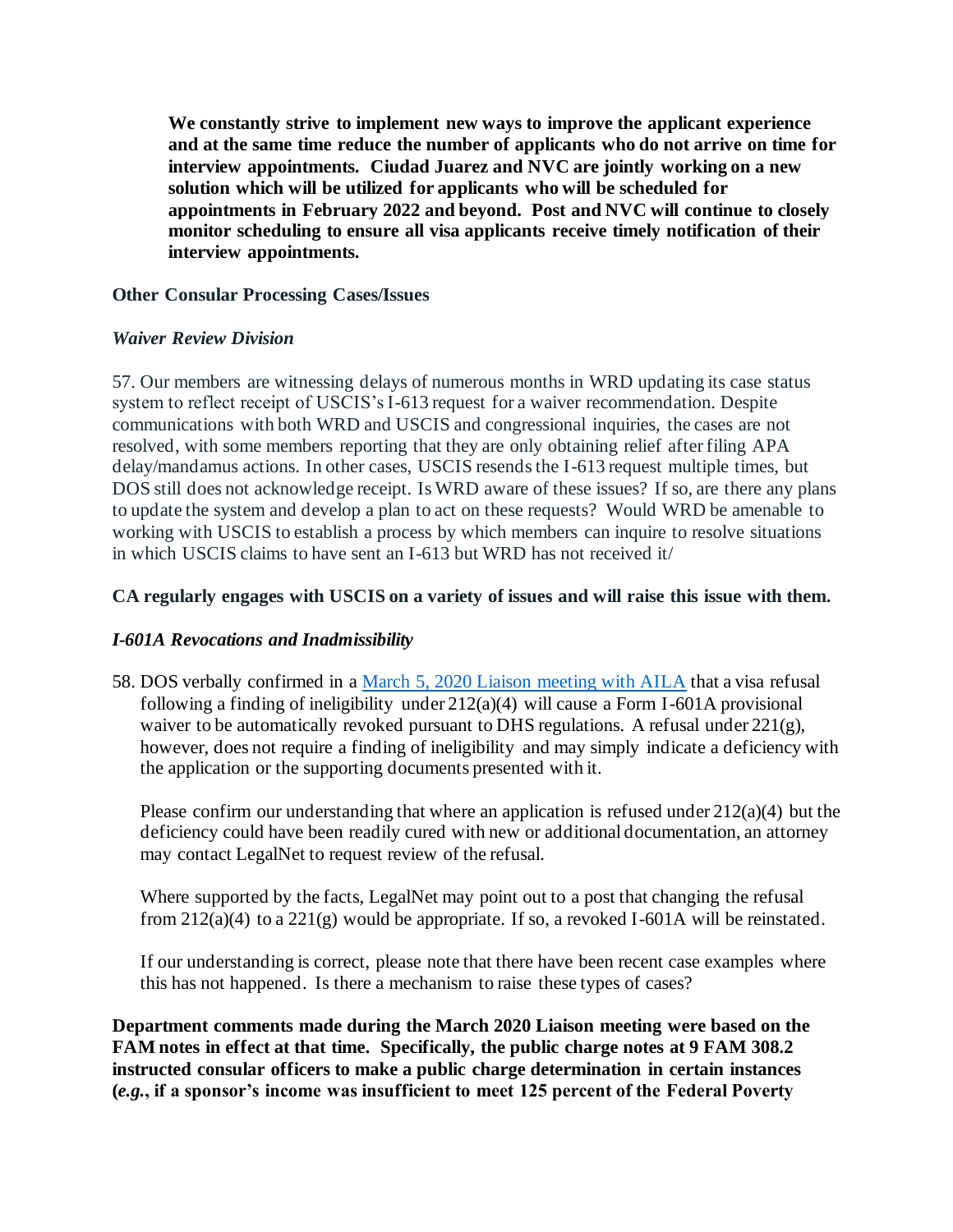**We constantly strive to implement new ways to improve the applicant experience and at the same time reduce the number of applicants who do not arrive on time for interview appointments. Ciudad Juarez and NVC are jointly working on a new solution which will be utilized for applicants who will be scheduled for appointments in February 2022 and beyond. Post and NVC will continue to closely monitor scheduling to ensure all visa applicants receive timely notification of their interview appointments.**

**Other Consular Processing Cases/Issues**

***Waiver Review Division***

57. Our members are witnessing delays of numerous months in WRD updating its case status system to reflect receipt of USCIS's I-613 request for a waiver recommendation. Despite communications with both WRD and USCIS and congressional inquiries, the cases are not resolved, with some members reporting that they are only obtaining relief after filing APA delay/mandamus actions. In other cases, USCIS resends the I-613 request multiple times, but DOS still does not acknowledge receipt. Is WRD aware of these issues? If so, are there any plans to update the system and develop a plan to act on these requests? Would WRD be amenable to working with USCIS to establish a process by which members can inquire to resolve situations in which USCIS claims to have sent an I-613 but WRD has not received it/

**CA regularly engages with USCIS on a variety of issues and will raise this issue with them.**

***I-601A Revocations and Inadmissibility***

58. DOS verbally confirmed in a [March 5, 2020 Liaison meeting with AILA]() that a visa refusal following a finding of ineligibility under 212(a)(4) will cause a Form I-601A provisional waiver to be automatically revoked pursuant to DHS regulations. A refusal under 221(g), however, does not require a finding of ineligibility and may simply indicate a deficiency with the application or the supporting documents presented with it.

Please confirm our understanding that where an application is refused under 212(a)(4) but the deficiency could have been readily cured with new or additional documentation, an attorney may contact LegalNet to request review of the refusal.

Where supported by the facts, LegalNet may point out to a post that changing the refusal from 212(a)(4) to a 221(g) would be appropriate. If so, a revoked I-601A will be reinstated.

If our understanding is correct, please note that there have been recent case examples where this has not happened. Is there a mechanism to raise these types of cases?

**Department comments made during the March 2020 Liaison meeting were based on the FAM notes in effect at that time. Specifically, the public charge notes at 9 FAM 308.2 instructed consular officers to make a public charge determination in certain instances (*e.g.*, if a sponsor's income was insufficient to meet 125 percent of the Federal Poverty**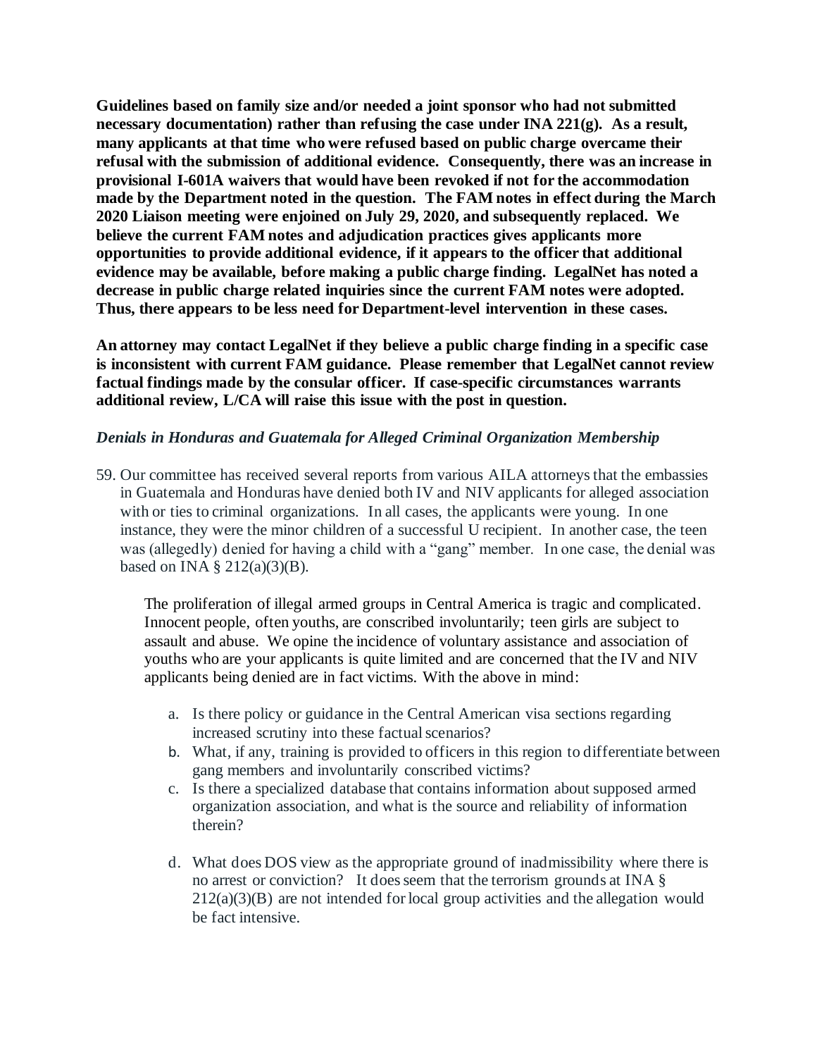**Guidelines based on family size and/or needed a joint sponsor who had not submitted necessary documentation) rather than refusing the case under INA 221(g). As a result, many applicants at that time who were refused based on public charge overcame their refusal with the submission of additional evidence. Consequently, there was an increase in provisional I-601A waivers that would have been revoked if not for the accommodation made by the Department noted in the question. The FAM notes in effect during the March 2020 Liaison meeting were enjoined on July 29, 2020, and subsequently replaced. We believe the current FAM notes and adjudication practices gives applicants more opportunities to provide additional evidence, if it appears to the officer that additional evidence may be available, before making a public charge finding. LegalNet has noted a decrease in public charge related inquiries since the current FAM notes were adopted. Thus, there appears to be less need for Department-level intervention in these cases.**

**An attorney may contact LegalNet if they believe a public charge finding in a specific case is inconsistent with current FAM guidance. Please remember that LegalNet cannot review factual findings made by the consular officer. If case-specific circumstances warrants additional review, L/CA will raise this issue with the post in question.**

*Denials in Honduras and Guatemala for Alleged Criminal Organization Membership*

59. Our committee has received several reports from various AILA attorneys that the embassies in Guatemala and Honduras have denied both IV and NIV applicants for alleged association with or ties to criminal organizations. In all cases, the applicants were young. In one instance, they were the minor children of a successful U recipient. In another case, the teen was (allegedly) denied for having a child with a "gang" member. In one case, the denial was based on INA § 212(a)(3)(B).

    The proliferation of illegal armed groups in Central America is tragic and complicated. Innocent people, often youths, are conscribed involuntarily; teen girls are subject to assault and abuse. We opine the incidence of voluntary assistance and association of youths who are your applicants is quite limited and are concerned that the IV and NIV applicants being denied are in fact victims. With the above in mind:

    a. Is there policy or guidance in the Central American visa sections regarding increased scrutiny into these factual scenarios?
    b. What, if any, training is provided to officers in this region to differentiate between gang members and involuntarily conscribed victims?
    c. Is there a specialized database that contains information about supposed armed organization association, and what is the source and reliability of information therein?
    d. What does DOS view as the appropriate ground of inadmissibility where there is no arrest or conviction? It does seem that the terrorism grounds at INA § 212(a)(3)(B) are not intended for local group activities and the allegation would be fact intensive.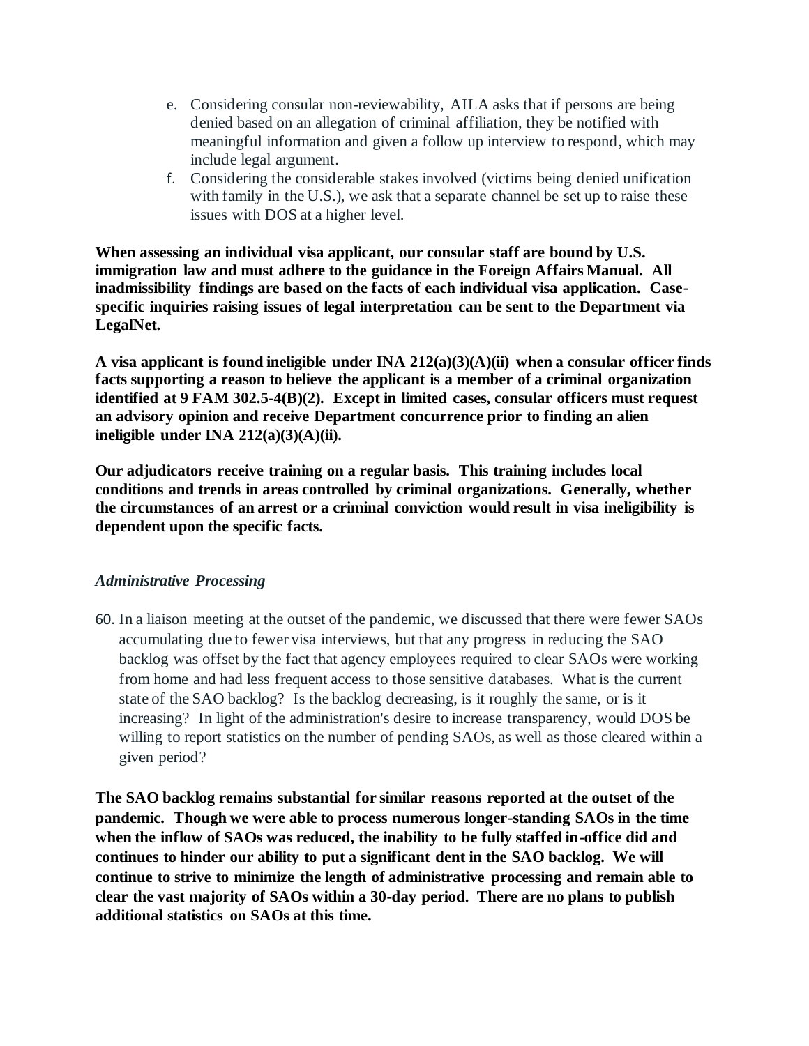e. Considering consular non-reviewability, AILA asks that if persons are being denied based on an allegation of criminal affiliation, they be notified with meaningful information and given a follow up interview to respond, which may include legal argument.
f. Considering the considerable stakes involved (victims being denied unification with family in the U.S.), we ask that a separate channel be set up to raise these issues with DOS at a higher level.

**When assessing an individual visa applicant, our consular staff are bound by U.S. immigration law and must adhere to the guidance in the Foreign Affairs Manual. All inadmissibility findings are based on the facts of each individual visa application. Case-specific inquiries raising issues of legal interpretation can be sent to the Department via LegalNet.**

**A visa applicant is found ineligible under INA 212(a)(3)(A)(ii) when a consular officer finds facts supporting a reason to believe the applicant is a member of a criminal organization identified at 9 FAM 302.5-4(B)(2). Except in limited cases, consular officers must request an advisory opinion and receive Department concurrence prior to finding an alien ineligible under INA 212(a)(3)(A)(ii).**

**Our adjudicators receive training on a regular basis. This training includes local conditions and trends in areas controlled by criminal organizations. Generally, whether the circumstances of an arrest or a criminal conviction would result in visa ineligibility is dependent upon the specific facts.**

*Administrative Processing*

60. In a liaison meeting at the outset of the pandemic, we discussed that there were fewer SAOs accumulating due to fewer visa interviews, but that any progress in reducing the SAO backlog was offset by the fact that agency employees required to clear SAOs were working from home and had less frequent access to those sensitive databases. What is the current state of the SAO backlog? Is the backlog decreasing, is it roughly the same, or is it increasing? In light of the administration's desire to increase transparency, would DOS be willing to report statistics on the number of pending SAOs, as well as those cleared within a given period?

**The SAO backlog remains substantial for similar reasons reported at the outset of the pandemic. Though we were able to process numerous longer-standing SAOs in the time when the inflow of SAOs was reduced, the inability to be fully staffed in-office did and continues to hinder our ability to put a significant dent in the SAO backlog. We will continue to strive to minimize the length of administrative processing and remain able to clear the vast majority of SAOs within a 30-day period. There are no plans to publish additional statistics on SAOs at this time.**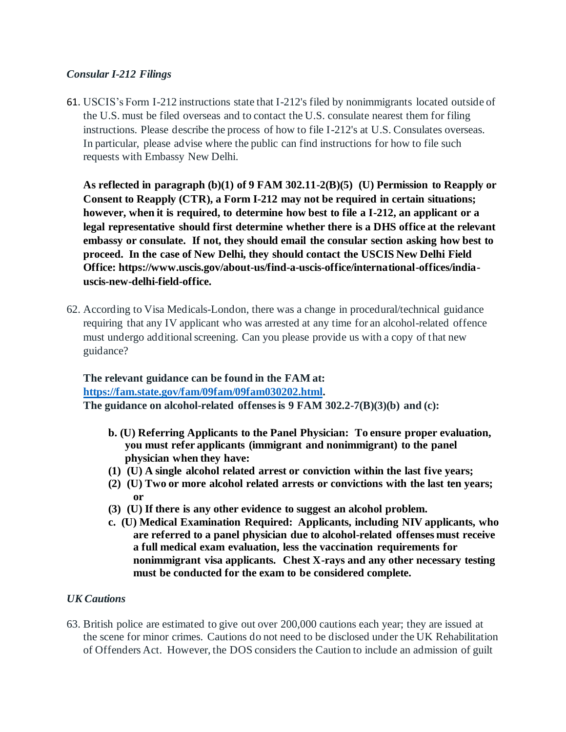### *Consular I-212 Filings*

61. USCIS's Form I-212 instructions state that I-212's filed by nonimmigrants located outside of the U.S. must be filed overseas and to contact the U.S. consulate nearest them for filing instructions. Please describe the process of how to file I-212's at U.S. Consulates overseas. In particular, please advise where the public can find instructions for how to file such requests with Embassy New Delhi.

    **As reflected in paragraph (b)(1) of 9 FAM 302.11-2(B)(5) (U) Permission to Reapply or Consent to Reapply (CTR), a Form I-212 may not be required in certain situations; however, when it is required, to determine how best to file a I-212, an applicant or a legal representative should first determine whether there is a DHS office at the relevant embassy or consulate. If not, they should email the consular section asking how best to proceed. In the case of New Delhi, they should contact the USCIS New Delhi Field Office: https://www.uscis.gov/about-us/find-a-uscis-office/international-offices/india-uscis-new-delhi-field-office.**

62. According to Visa Medicals-London, there was a change in procedural/technical guidance requiring that any IV applicant who was arrested at any time for an alcohol-related offence must undergo additional screening. Can you please provide us with a copy of that new guidance?

    **The relevant guidance can be found in the FAM at: [https://fam.state.gov/fam/09fam/09fam030202.html](https://fam.state.gov/fam/09fam/09fam030202.html).**
    **The guidance on alcohol-related offenses is 9 FAM 302.2-7(B)(3)(b) and (c):**

    **b. (U) Referring Applicants to the Panel Physician: To ensure proper evaluation, you must refer applicants (immigrant and nonimmigrant) to the panel physician when they have:**
    **(1) (U) A single alcohol related arrest or conviction within the last five years;**
    **(2) (U) Two or more alcohol related arrests or convictions with the last ten years; or**
    **(3) (U) If there is any other evidence to suggest an alcohol problem.**
    **c. (U) Medical Examination Required: Applicants, including NIV applicants, who are referred to a panel physician due to alcohol-related offenses must receive a full medical exam evaluation, less the vaccination requirements for nonimmigrant visa applicants. Chest X-rays and any other necessary testing must be conducted for the exam to be considered complete.**

### *UK Cautions*

63. British police are estimated to give out over 200,000 cautions each year; they are issued at the scene for minor crimes. Cautions do not need to be disclosed under the UK Rehabilitation of Offenders Act. However, the DOS considers the Caution to include an admission of guilt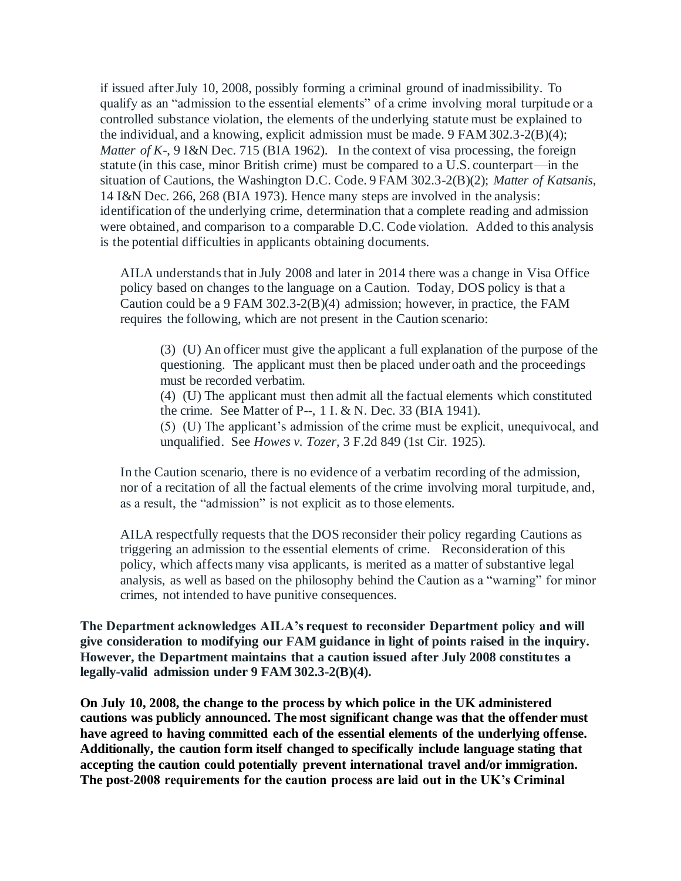if issued after July 10, 2008, possibly forming a criminal ground of inadmissibility. To qualify as an "admission to the essential elements" of a crime involving moral turpitude or a controlled substance violation, the elements of the underlying statute must be explained to the individual, and a knowing, explicit admission must be made. 9 FAM 302.3-2(B)(4); *Matter of K-*, 9 I&N Dec. 715 (BIA 1962). In the context of visa processing, the foreign statute (in this case, minor British crime) must be compared to a U.S. counterpart—in the situation of Cautions, the Washington D.C. Code. 9 FAM 302.3-2(B)(2); *Matter of Katsanis*, 14 I&N Dec. 266, 268 (BIA 1973). Hence many steps are involved in the analysis: identification of the underlying crime, determination that a complete reading and admission were obtained, and comparison to a comparable D.C. Code violation. Added to this analysis is the potential difficulties in applicants obtaining documents.

AILA understands that in July 2008 and later in 2014 there was a change in Visa Office policy based on changes to the language on a Caution. Today, DOS policy is that a Caution could be a 9 FAM 302.3-2(B)(4) admission; however, in practice, the FAM requires the following, which are not present in the Caution scenario:

> (3) (U) An officer must give the applicant a full explanation of the purpose of the questioning. The applicant must then be placed under oath and the proceedings must be recorded verbatim.
>
> (4) (U) The applicant must then admit all the factual elements which constituted the crime. See Matter of P--, 1 I. & N. Dec. 33 (BIA 1941).
>
> (5) (U) The applicant's admission of the crime must be explicit, unequivocal, and unqualified. See *Howes v. Tozer*, 3 F.2d 849 (1st Cir. 1925).

In the Caution scenario, there is no evidence of a verbatim recording of the admission, nor of a recitation of all the factual elements of the crime involving moral turpitude, and, as a result, the "admission" is not explicit as to those elements.

AILA respectfully requests that the DOS reconsider their policy regarding Cautions as triggering an admission to the essential elements of crime. Reconsideration of this policy, which affects many visa applicants, is merited as a matter of substantive legal analysis, as well as based on the philosophy behind the Caution as a "warning" for minor crimes, not intended to have punitive consequences.

**The Department acknowledges AILA's request to reconsider Department policy and will give consideration to modifying our FAM guidance in light of points raised in the inquiry. However, the Department maintains that a caution issued after July 2008 constitutes a legally-valid admission under 9 FAM 302.3-2(B)(4).**

**On July 10, 2008, the change to the process by which police in the UK administered cautions was publicly announced. The most significant change was that the offender must have agreed to having committed each of the essential elements of the underlying offense. Additionally, the caution form itself changed to specifically include language stating that accepting the caution could potentially prevent international travel and/or immigration. The post-2008 requirements for the caution process are laid out in the UK's Criminal**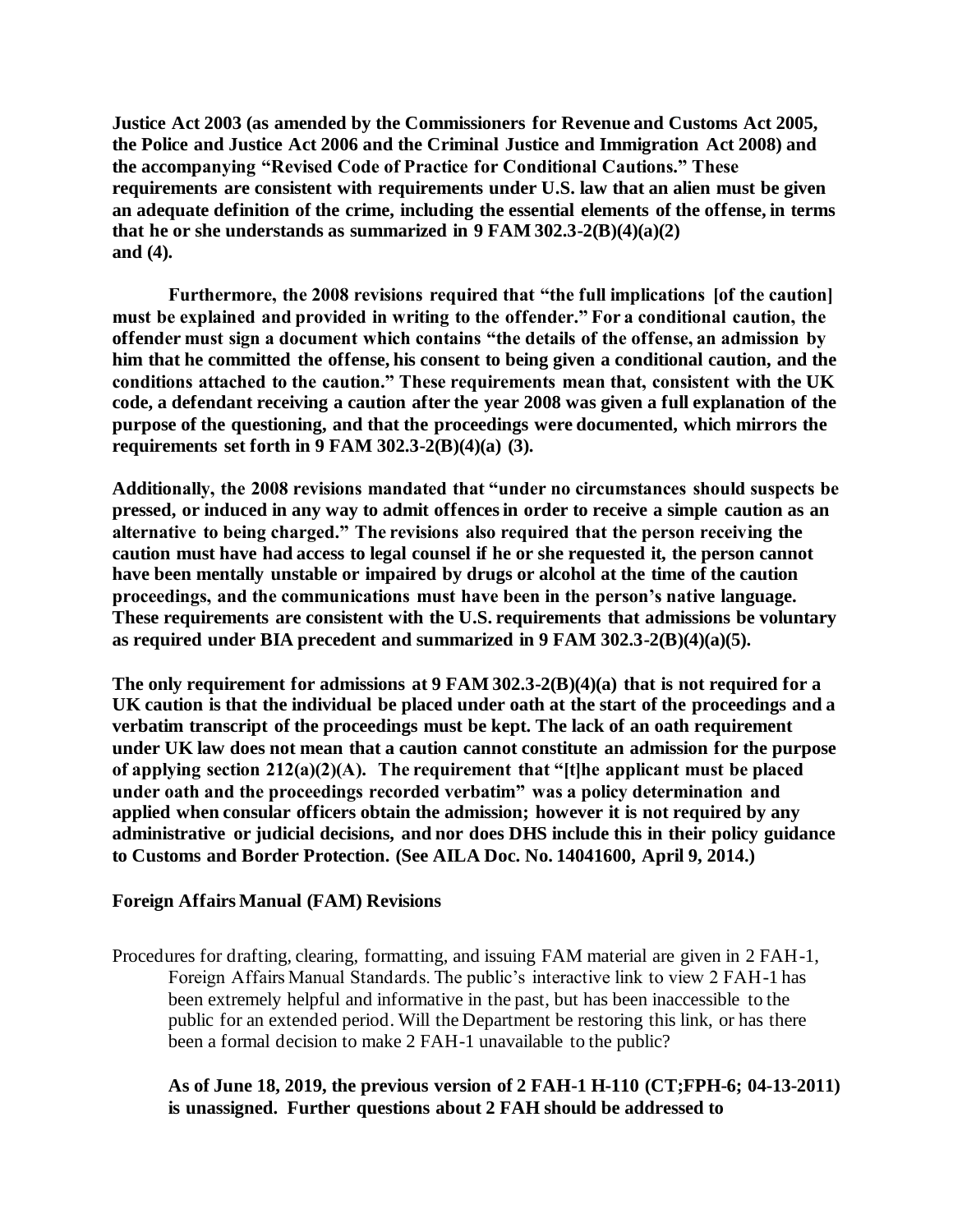**Justice Act 2003 (as amended by the Commissioners for Revenue and Customs Act 2005, the Police and Justice Act 2006 and the Criminal Justice and Immigration Act 2008) and the accompanying "Revised Code of Practice for Conditional Cautions." These requirements are consistent with requirements under U.S. law that an alien must be given an adequate definition of the crime, including the essential elements of the offense, in terms that he or she understands as summarized in 9 FAM 302.3-2(B)(4)(a)(2) and (4).**

**Furthermore, the 2008 revisions required that "the full implications [of the caution] must be explained and provided in writing to the offender." For a conditional caution, the offender must sign a document which contains "the details of the offense, an admission by him that he committed the offense, his consent to being given a conditional caution, and the conditions attached to the caution." These requirements mean that, consistent with the UK code, a defendant receiving a caution after the year 2008 was given a full explanation of the purpose of the questioning, and that the proceedings were documented, which mirrors the requirements set forth in 9 FAM 302.3-2(B)(4)(a) (3).**

**Additionally, the 2008 revisions mandated that "under no circumstances should suspects be pressed, or induced in any way to admit offences in order to receive a simple caution as an alternative to being charged." The revisions also required that the person receiving the caution must have had access to legal counsel if he or she requested it, the person cannot have been mentally unstable or impaired by drugs or alcohol at the time of the caution proceedings, and the communications must have been in the person's native language. These requirements are consistent with the U.S. requirements that admissions be voluntary as required under BIA precedent and summarized in 9 FAM 302.3-2(B)(4)(a)(5).**

**The only requirement for admissions at 9 FAM 302.3-2(B)(4)(a) that is not required for a UK caution is that the individual be placed under oath at the start of the proceedings and a verbatim transcript of the proceedings must be kept. The lack of an oath requirement under UK law does not mean that a caution cannot constitute an admission for the purpose of applying section 212(a)(2)(A). The requirement that "[t]he applicant must be placed under oath and the proceedings recorded verbatim" was a policy determination and applied when consular officers obtain the admission; however it is not required by any administrative or judicial decisions, and nor does DHS include this in their policy guidance to Customs and Border Protection. (See AILA Doc. No. 14041600, April 9, 2014.)**

**Foreign Affairs Manual (FAM) Revisions**

Procedures for drafting, clearing, formatting, and issuing FAM material are given in 2 FAH-1, Foreign Affairs Manual Standards. The public's interactive link to view 2 FAH-1 has been extremely helpful and informative in the past, but has been inaccessible to the public for an extended period. Will the Department be restoring this link, or has there been a formal decision to make 2 FAH-1 unavailable to the public?

**As of June 18, 2019, the previous version of 2 FAH-1 H-110 (CT;FPH-6; 04-13-2011) is unassigned. Further questions about 2 FAH should be addressed to**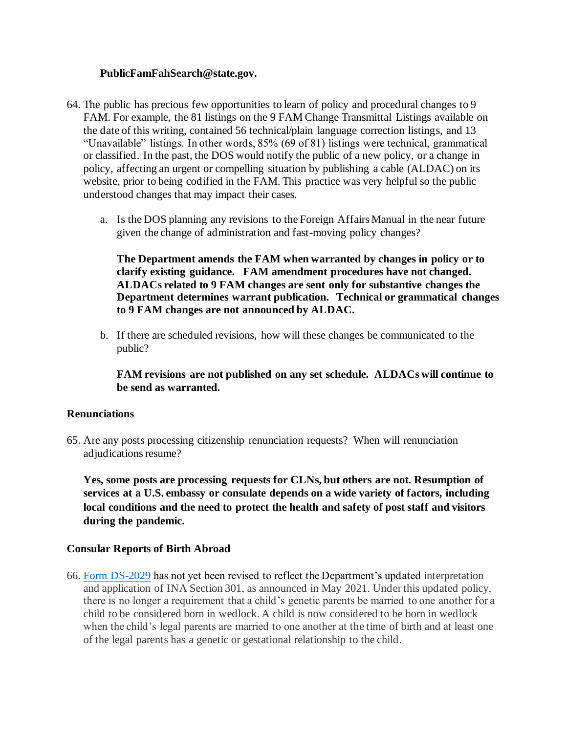**PublicFamFahSearch@state.gov.**

64. The public has precious few opportunities to learn of policy and procedural changes to 9 FAM. For example, the 81 listings on the 9 FAM Change Transmittal Listings available on the date of this writing, contained 56 technical/plain language correction listings, and 13 "Unavailable" listings. In other words, 85% (69 of 81) listings were technical, grammatical or classified. In the past, the DOS would notify the public of a new policy, or a change in policy, affecting an urgent or compelling situation by publishing a cable (ALDAC) on its website, prior to being codified in the FAM. This practice was very helpful so the public understood changes that may impact their cases.

    a. Is the DOS planning any revisions to the Foreign Affairs Manual in the near future given the change of administration and fast-moving policy changes?

    **The Department amends the FAM when warranted by changes in policy or to clarify existing guidance. FAM amendment procedures have not changed. ALDACs related to 9 FAM changes are sent only for substantive changes the Department determines warrant publication. Technical or grammatical changes to 9 FAM changes are not announced by ALDAC.**

    b. If there are scheduled revisions, how will these changes be communicated to the public?

    **FAM revisions are not published on any set schedule. ALDACs will continue to be send as warranted.**

**Renunciations**

65. Are any posts processing citizenship renunciation requests? When will renunciation adjudications resume?

**Yes, some posts are processing requests for CLNs, but others are not. Resumption of services at a U.S. embassy or consulate depends on a wide variety of factors, including local conditions and the need to protect the health and safety of post staff and visitors during the pandemic.**

**Consular Reports of Birth Abroad**

66. Form DS-2029 has not yet been revised to reflect the Department's updated interpretation and application of INA Section 301, as announced in May 2021. Under this updated policy, there is no longer a requirement that a child's genetic parents be married to one another for a child to be considered born in wedlock. A child is now considered to be born in wedlock when the child's legal parents are married to one another at the time of birth and at least one of the legal parents has a genetic or gestational relationship to the child.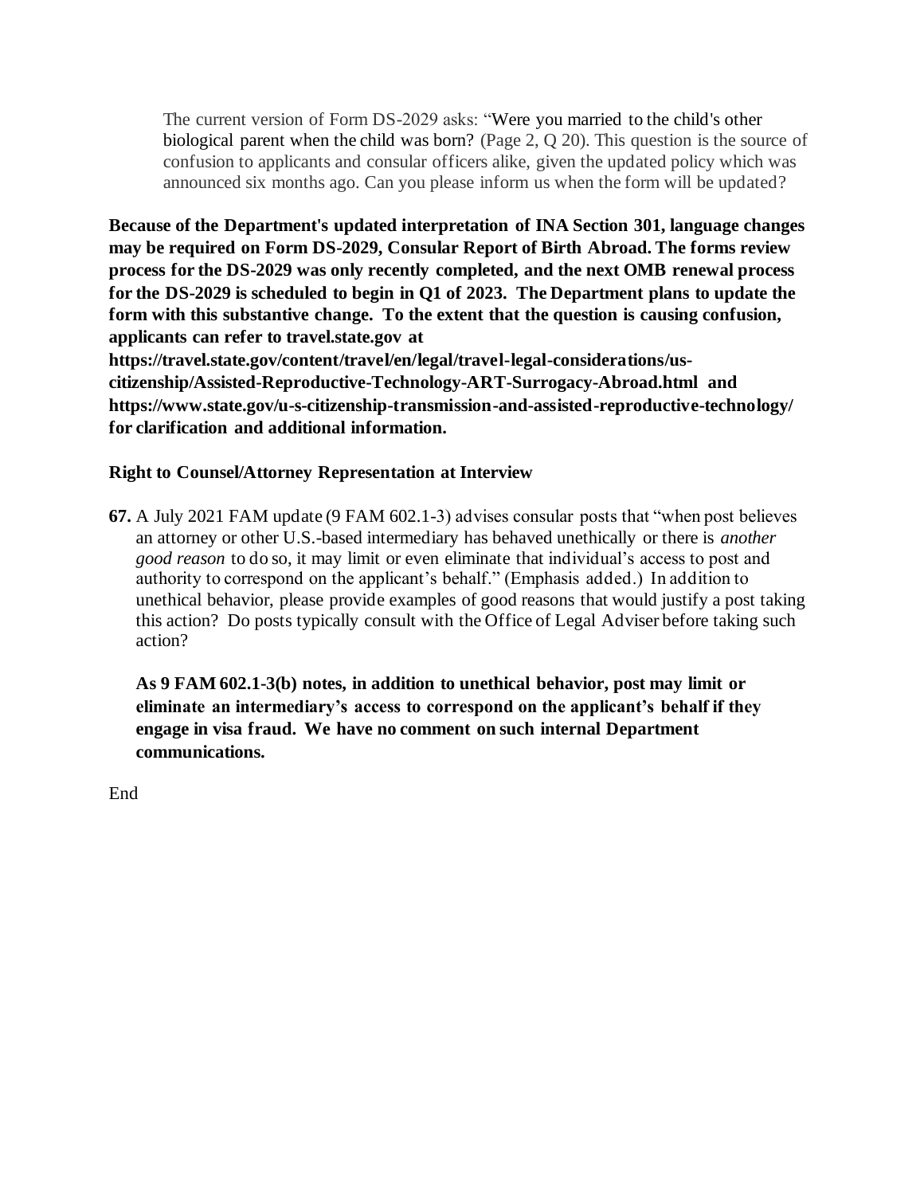The current version of Form DS-2029 asks: "Were you married to the child's other biological parent when the child was born? (Page 2, Q 20). This question is the source of confusion to applicants and consular officers alike, given the updated policy which was announced six months ago. Can you please inform us when the form will be updated?

**Because of the Department's updated interpretation of INA Section 301, language changes may be required on Form DS-2029, Consular Report of Birth Abroad. The forms review process for the DS-2029 was only recently completed, and the next OMB renewal process for the DS-2029 is scheduled to begin in Q1 of 2023. The Department plans to update the form with this substantive change. To the extent that the question is causing confusion, applicants can refer to travel.state.gov at https://travel.state.gov/content/travel/en/legal/travel-legal-considerations/us-citizenship/Assisted-Reproductive-Technology-ART-Surrogacy-Abroad.html and https://www.state.gov/u-s-citizenship-transmission-and-assisted-reproductive-technology/ for clarification and additional information.**

**Right to Counsel/Attorney Representation at Interview**

**67.** A July 2021 FAM update (9 FAM 602.1-3) advises consular posts that "when post believes an attorney or other U.S.-based intermediary has behaved unethically or there is *another good reason* to do so, it may limit or even eliminate that individual's access to post and authority to correspond on the applicant's behalf." (Emphasis added.) In addition to unethical behavior, please provide examples of good reasons that would justify a post taking this action? Do posts typically consult with the Office of Legal Adviser before taking such action?

**As 9 FAM 602.1-3(b) notes, in addition to unethical behavior, post may limit or eliminate an intermediary's access to correspond on the applicant's behalf if they engage in visa fraud. We have no comment on such internal Department communications.**

End